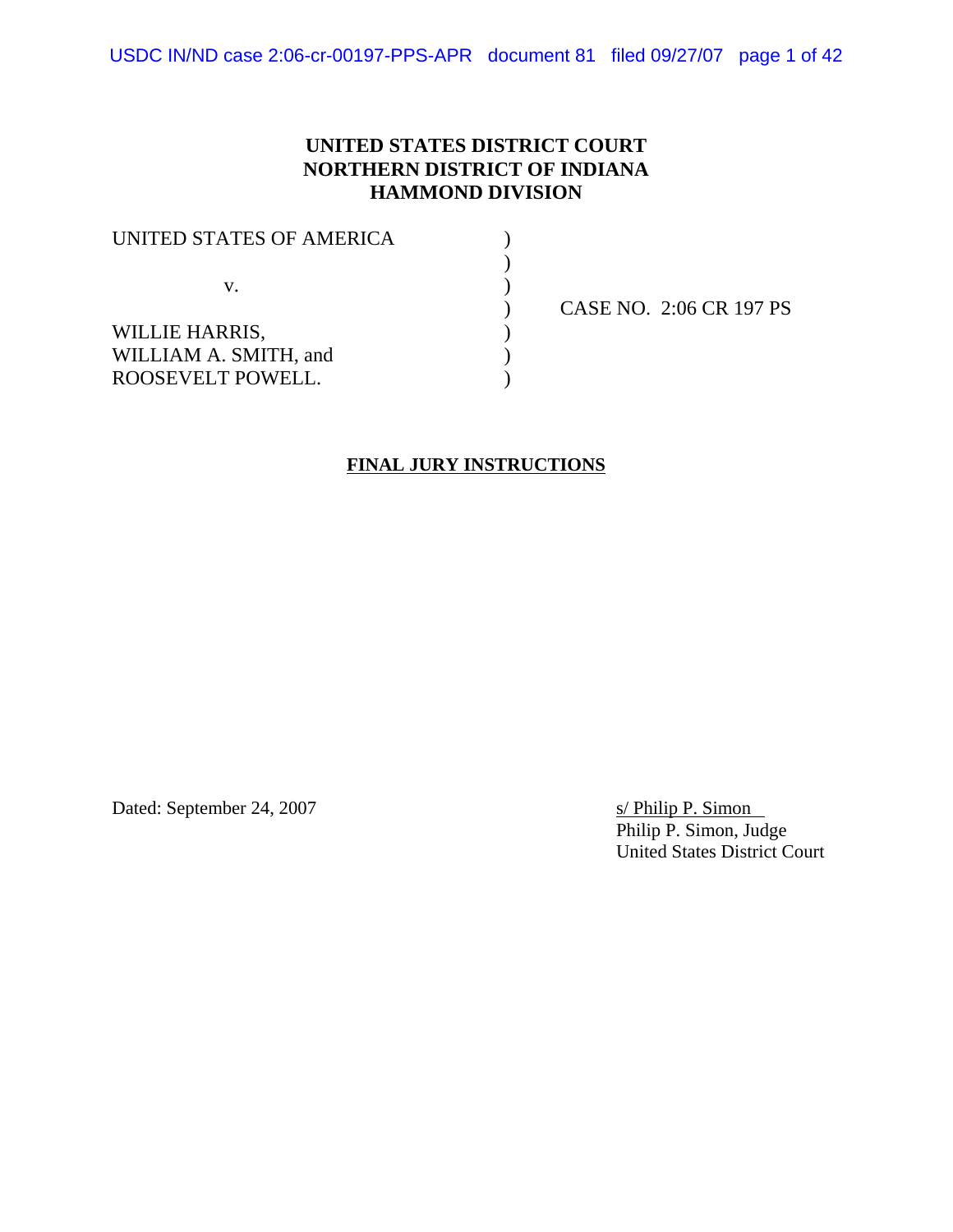**UNITED STATES DISTRICT COURT**
**NORTHERN DISTRICT OF INDIANA**
**HAMMOND DIVISION**

| | | |
|---|---|---|
| UNITED STATES OF AMERICA | ) | |
| | ) | |
| v. | ) | |
| | ) | CASE NO. 2:06 CR 197 PS |
| WILLIE HARRIS, | ) | |
| WILLIAM A. SMITH, and | ) | |
| ROOSEVELT POWELL. | ) | |

**FINAL JURY INSTRUCTIONS**

Dated: September 24, 2007

s/ Philip P. Simon
Philip P. Simon, Judge
United States District Court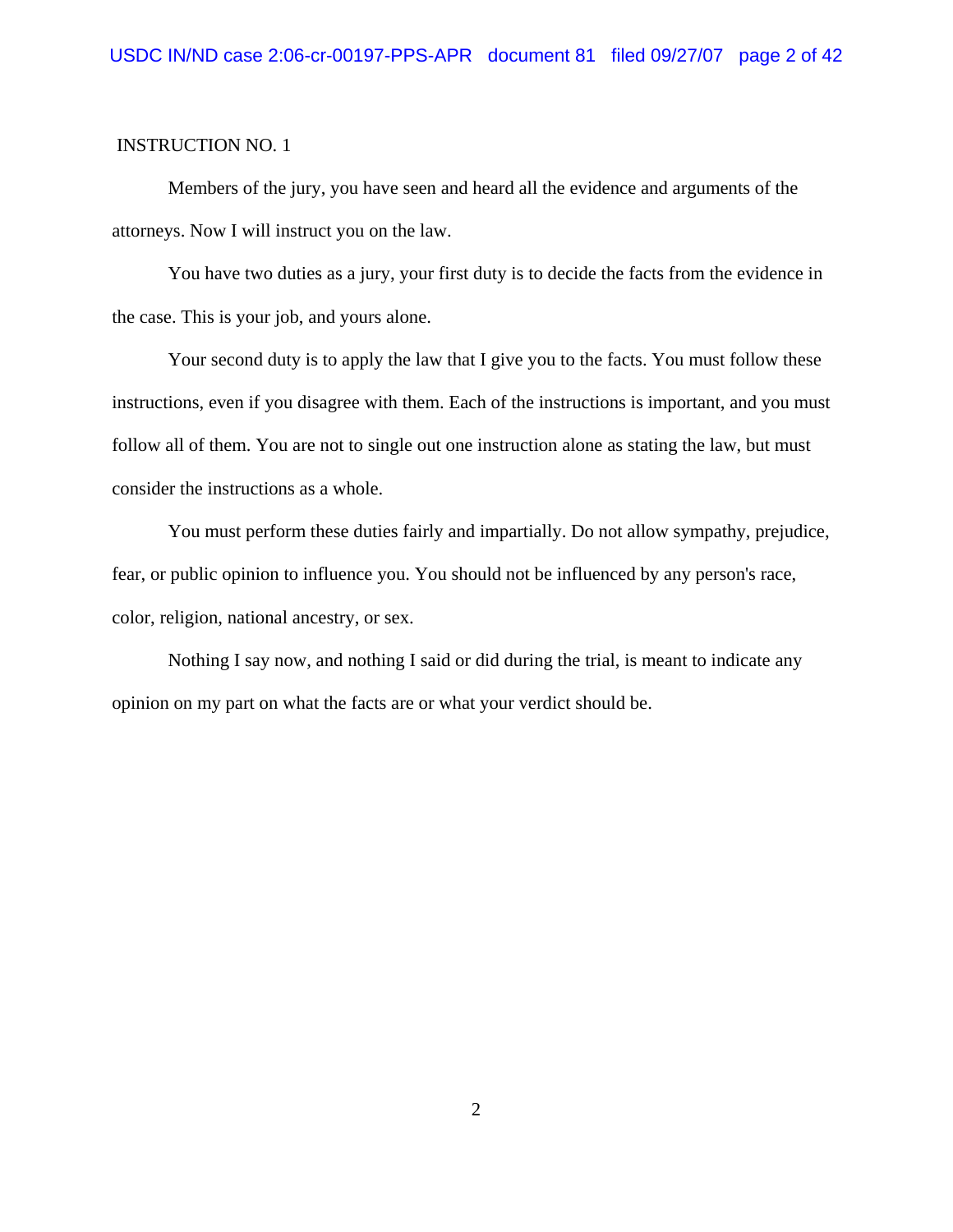INSTRUCTION NO. 1

Members of the jury, you have seen and heard all the evidence and arguments of the attorneys. Now I will instruct you on the law.

You have two duties as a jury, your first duty is to decide the facts from the evidence in the case. This is your job, and yours alone.

Your second duty is to apply the law that I give you to the facts. You must follow these instructions, even if you disagree with them. Each of the instructions is important, and you must follow all of them. You are not to single out one instruction alone as stating the law, but must consider the instructions as a whole.

You must perform these duties fairly and impartially. Do not allow sympathy, prejudice, fear, or public opinion to influence you. You should not be influenced by any person's race, color, religion, national ancestry, or sex.

Nothing I say now, and nothing I said or did during the trial, is meant to indicate any opinion on my part on what the facts are or what your verdict should be.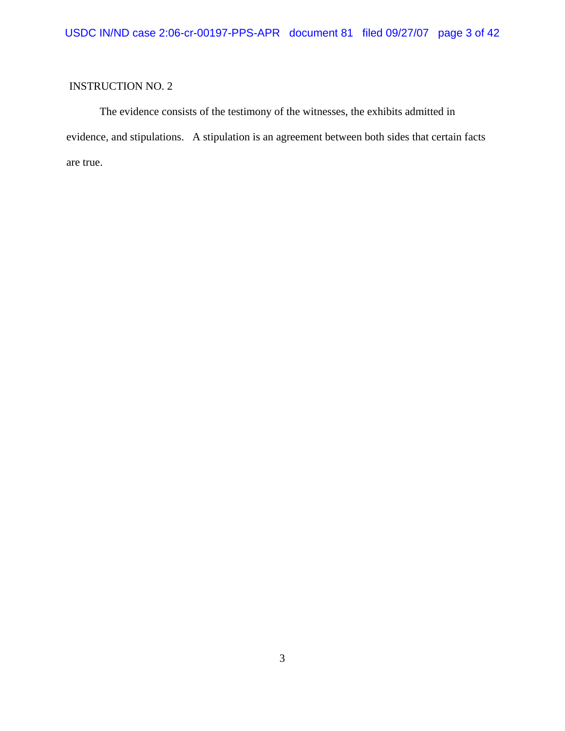INSTRUCTION NO. 2

The evidence consists of the testimony of the witnesses, the exhibits admitted in evidence, and stipulations. A stipulation is an agreement between both sides that certain facts are true.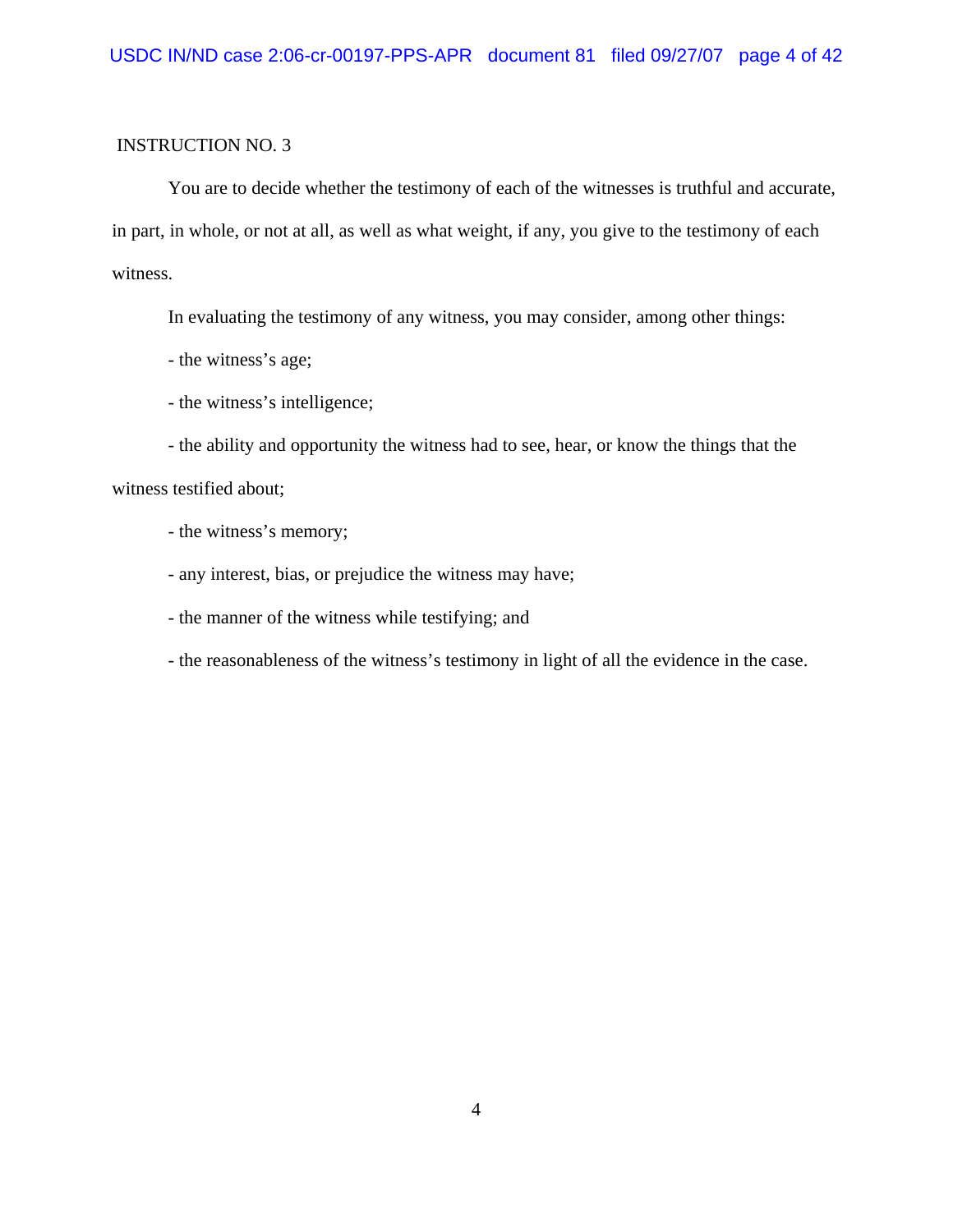INSTRUCTION NO. 3

You are to decide whether the testimony of each of the witnesses is truthful and accurate, in part, in whole, or not at all, as well as what weight, if any, you give to the testimony of each witness.

In evaluating the testimony of any witness, you may consider, among other things:

- the witness's age;
- the witness's intelligence;
- the ability and opportunity the witness had to see, hear, or know the things that the witness testified about;
- the witness's memory;
- any interest, bias, or prejudice the witness may have;
- the manner of the witness while testifying; and
- the reasonableness of the witness's testimony in light of all the evidence in the case.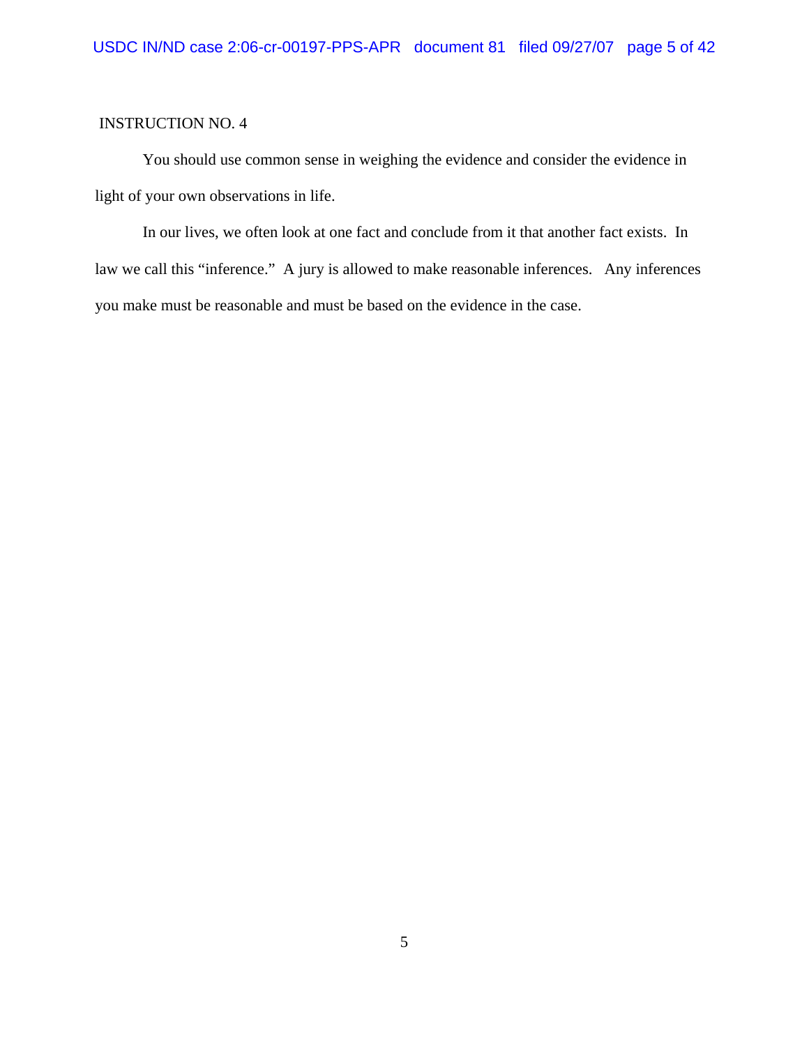INSTRUCTION NO. 4

You should use common sense in weighing the evidence and consider the evidence in light of your own observations in life.

In our lives, we often look at one fact and conclude from it that another fact exists. In law we call this "inference." A jury is allowed to make reasonable inferences. Any inferences you make must be reasonable and must be based on the evidence in the case.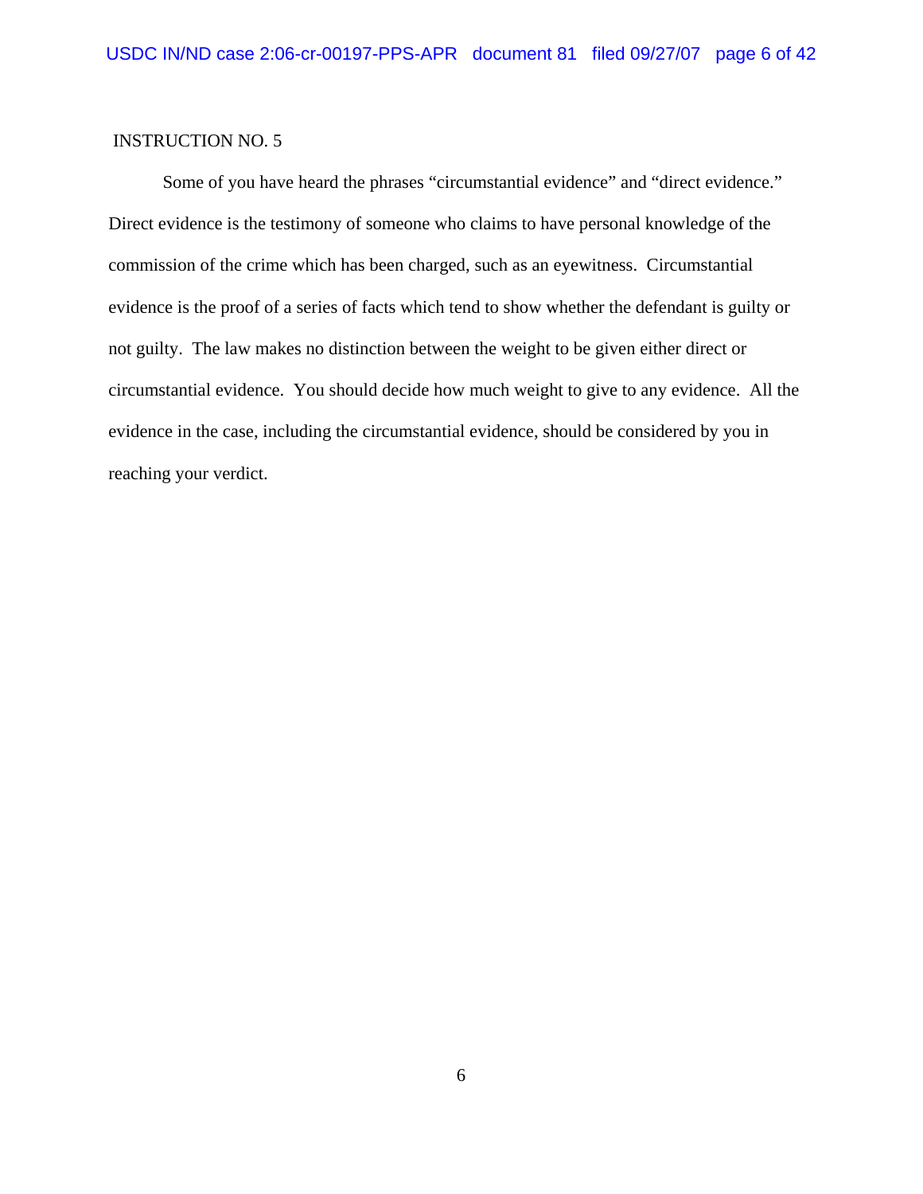INSTRUCTION NO. 5

Some of you have heard the phrases "circumstantial evidence" and "direct evidence." Direct evidence is the testimony of someone who claims to have personal knowledge of the commission of the crime which has been charged, such as an eyewitness. Circumstantial evidence is the proof of a series of facts which tend to show whether the defendant is guilty or not guilty. The law makes no distinction between the weight to be given either direct or circumstantial evidence. You should decide how much weight to give to any evidence. All the evidence in the case, including the circumstantial evidence, should be considered by you in reaching your verdict.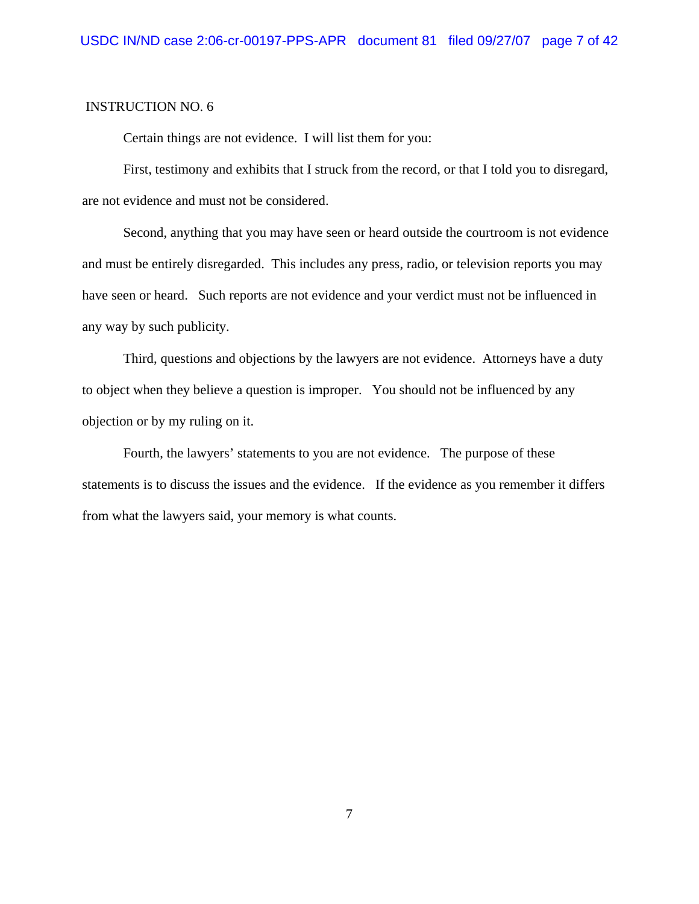INSTRUCTION NO. 6

Certain things are not evidence. I will list them for you:

First, testimony and exhibits that I struck from the record, or that I told you to disregard, are not evidence and must not be considered.

Second, anything that you may have seen or heard outside the courtroom is not evidence and must be entirely disregarded. This includes any press, radio, or television reports you may have seen or heard. Such reports are not evidence and your verdict must not be influenced in any way by such publicity.

Third, questions and objections by the lawyers are not evidence. Attorneys have a duty to object when they believe a question is improper. You should not be influenced by any objection or by my ruling on it.

Fourth, the lawyers' statements to you are not evidence. The purpose of these statements is to discuss the issues and the evidence. If the evidence as you remember it differs from what the lawyers said, your memory is what counts.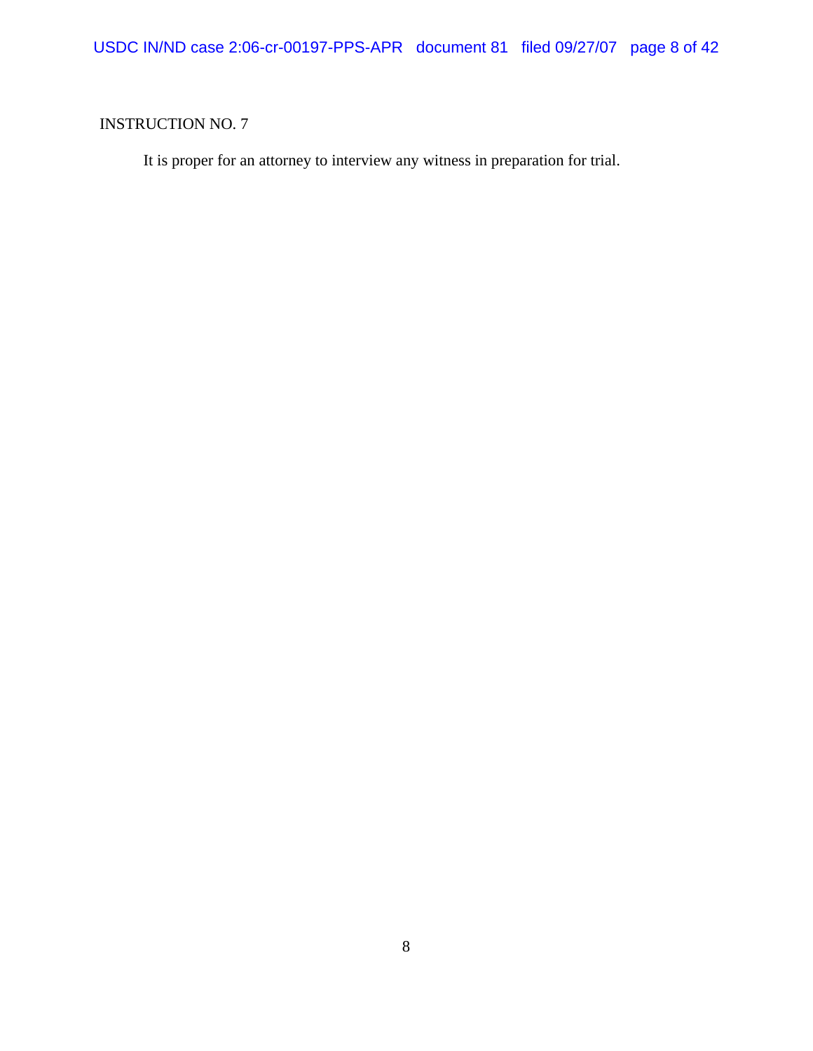INSTRUCTION NO. 7

It is proper for an attorney to interview any witness in preparation for trial.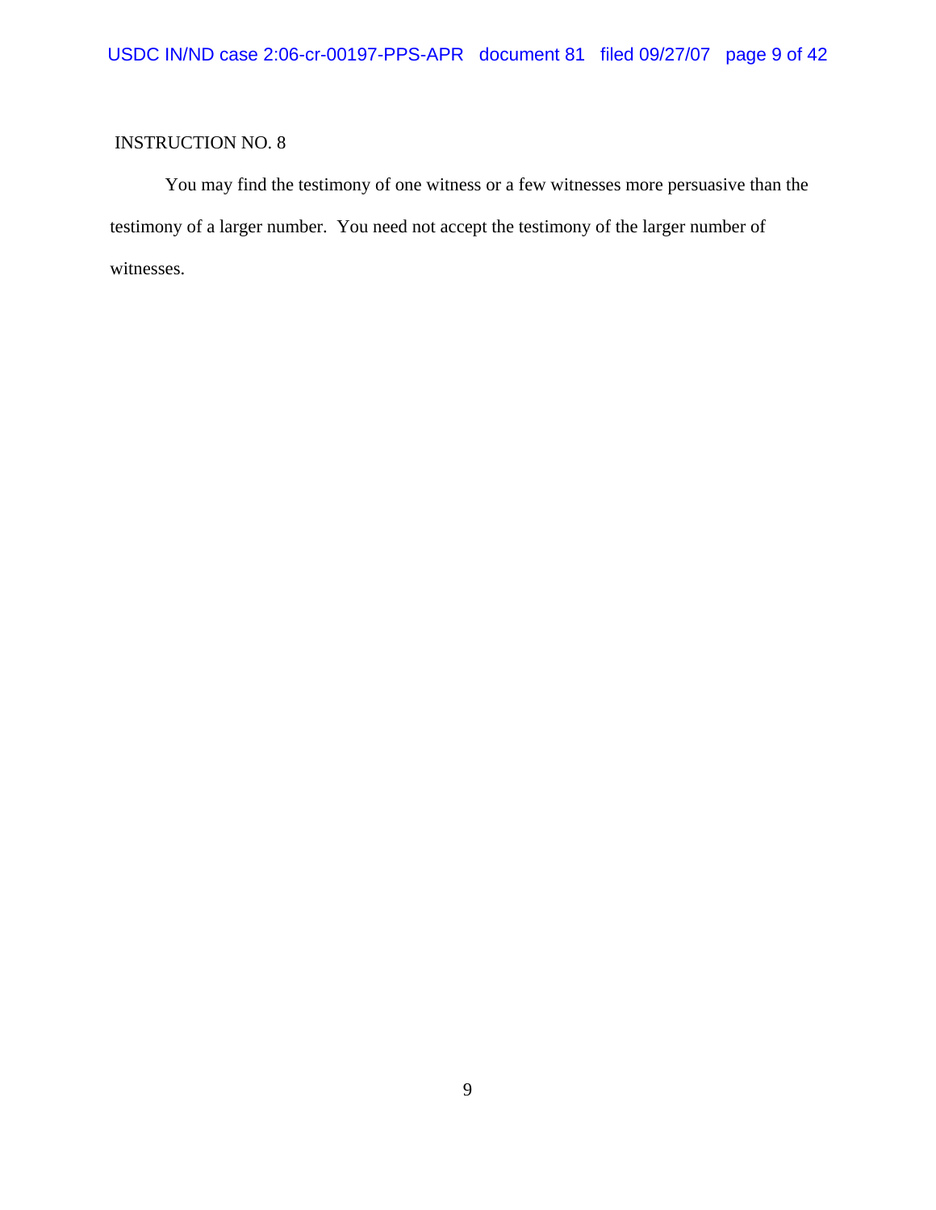INSTRUCTION NO. 8

You may find the testimony of one witness or a few witnesses more persuasive than the testimony of a larger number. You need not accept the testimony of the larger number of witnesses.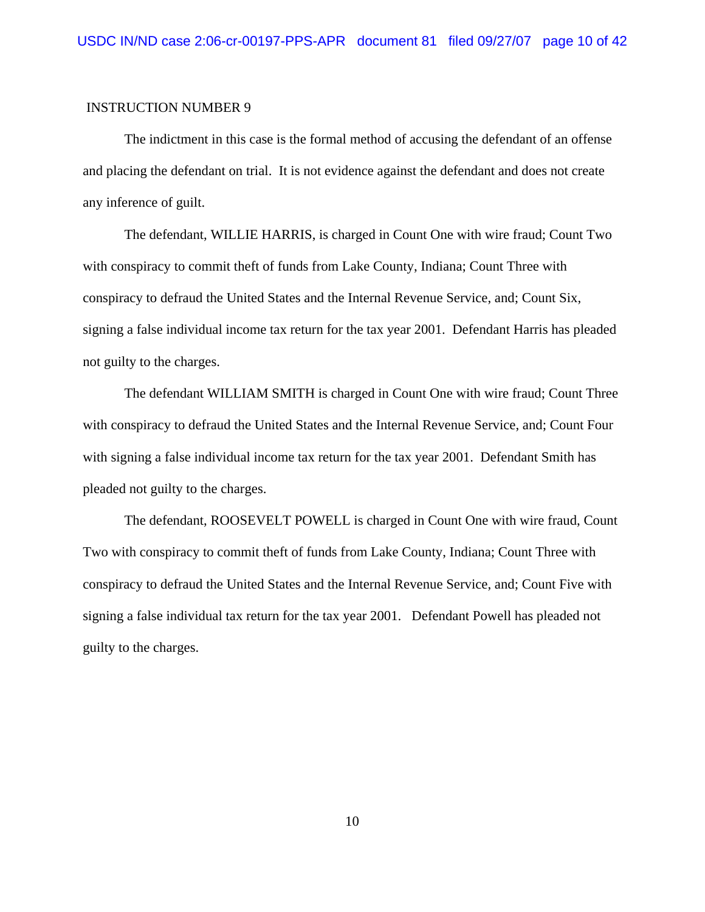INSTRUCTION NUMBER 9

The indictment in this case is the formal method of accusing the defendant of an offense and placing the defendant on trial. It is not evidence against the defendant and does not create any inference of guilt.

The defendant, WILLIE HARRIS, is charged in Count One with wire fraud; Count Two with conspiracy to commit theft of funds from Lake County, Indiana; Count Three with conspiracy to defraud the United States and the Internal Revenue Service, and; Count Six, signing a false individual income tax return for the tax year 2001. Defendant Harris has pleaded not guilty to the charges.

The defendant WILLIAM SMITH is charged in Count One with wire fraud; Count Three with conspiracy to defraud the United States and the Internal Revenue Service, and; Count Four with signing a false individual income tax return for the tax year 2001. Defendant Smith has pleaded not guilty to the charges.

The defendant, ROOSEVELT POWELL is charged in Count One with wire fraud, Count Two with conspiracy to commit theft of funds from Lake County, Indiana; Count Three with conspiracy to defraud the United States and the Internal Revenue Service, and; Count Five with signing a false individual tax return for the tax year 2001. Defendant Powell has pleaded not guilty to the charges.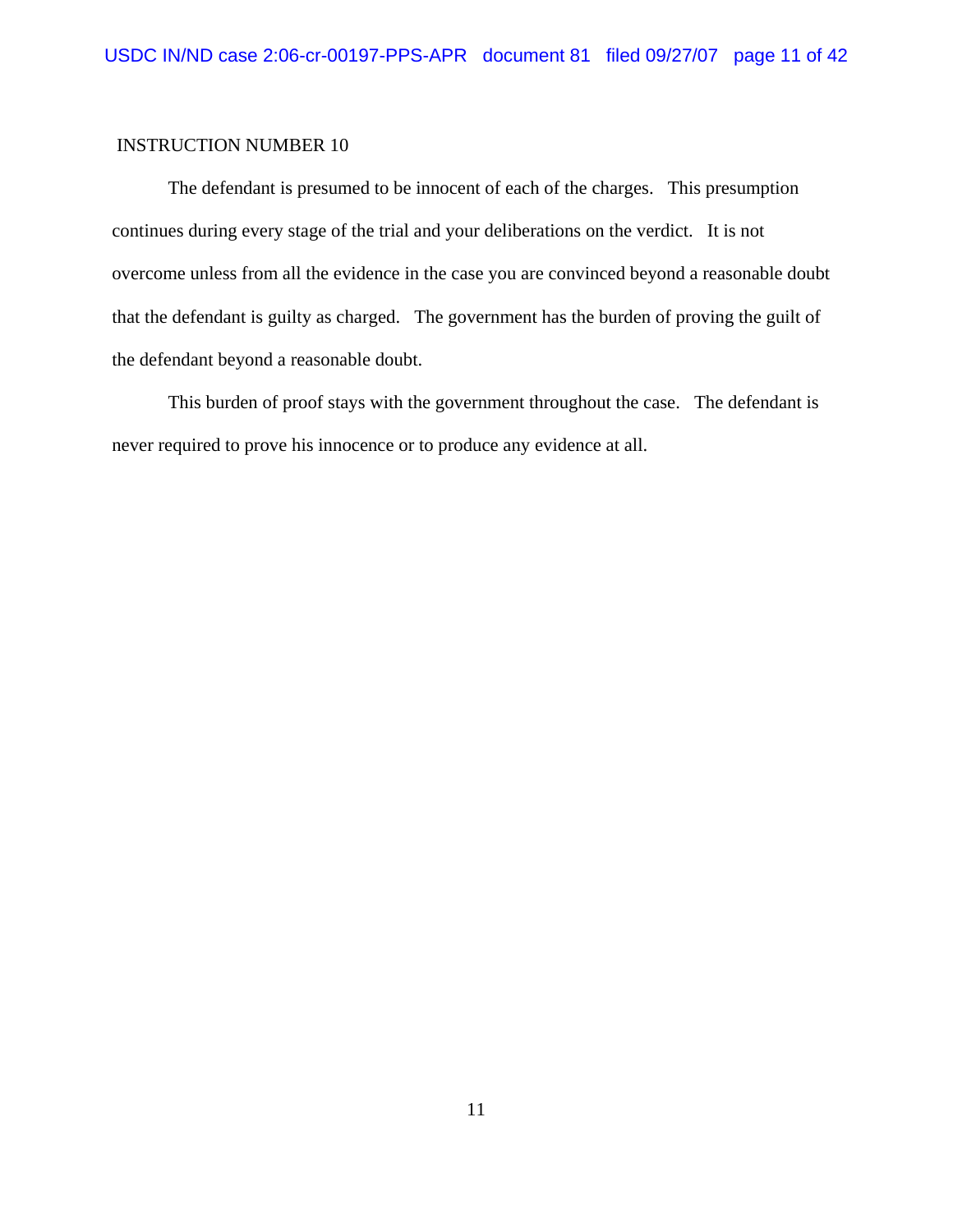INSTRUCTION NUMBER 10

The defendant is presumed to be innocent of each of the charges. This presumption continues during every stage of the trial and your deliberations on the verdict. It is not overcome unless from all the evidence in the case you are convinced beyond a reasonable doubt that the defendant is guilty as charged. The government has the burden of proving the guilt of the defendant beyond a reasonable doubt.

This burden of proof stays with the government throughout the case. The defendant is never required to prove his innocence or to produce any evidence at all.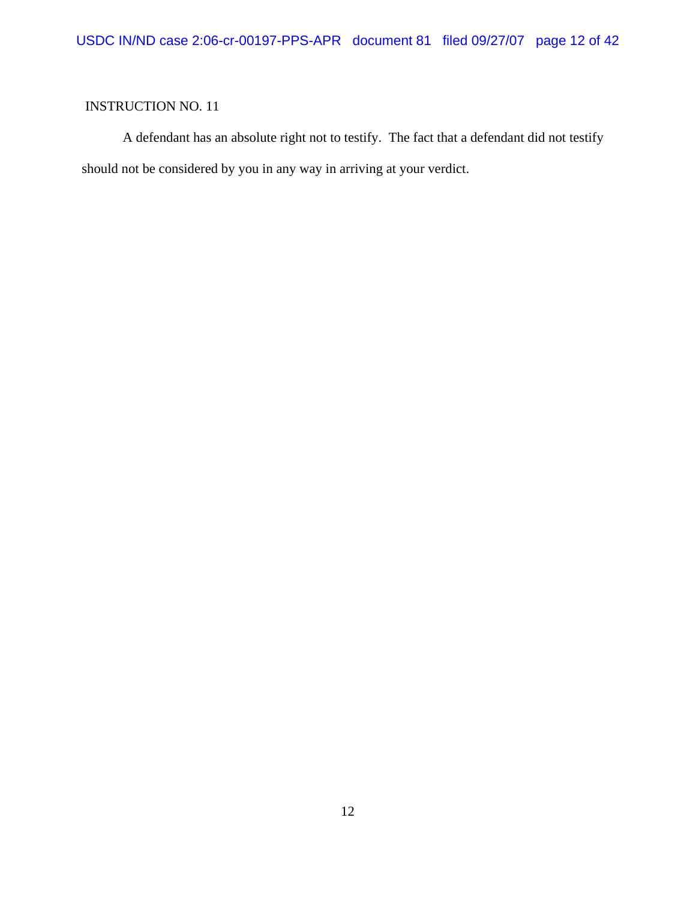INSTRUCTION NO. 11

A defendant has an absolute right not to testify. The fact that a defendant did not testify should not be considered by you in any way in arriving at your verdict.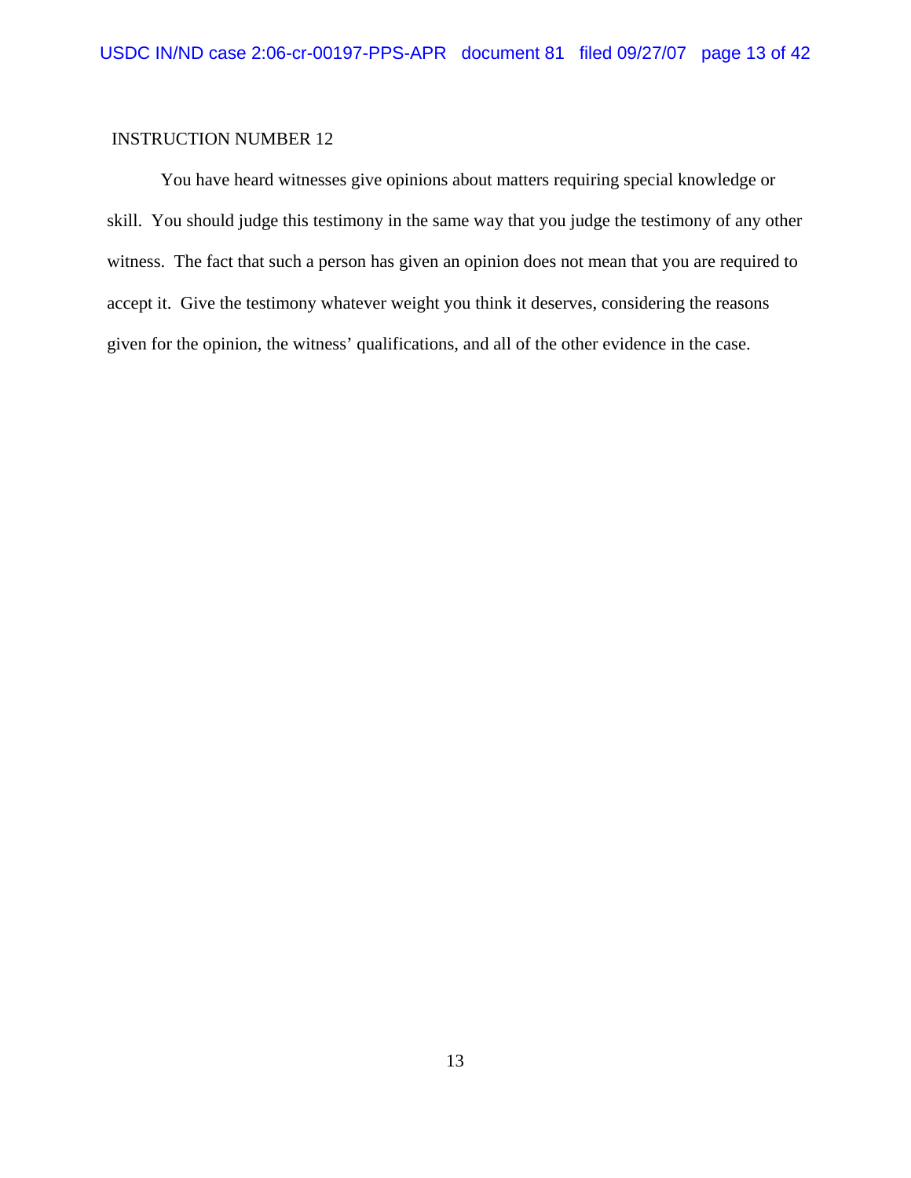INSTRUCTION NUMBER 12

You have heard witnesses give opinions about matters requiring special knowledge or skill. You should judge this testimony in the same way that you judge the testimony of any other witness. The fact that such a person has given an opinion does not mean that you are required to accept it. Give the testimony whatever weight you think it deserves, considering the reasons given for the opinion, the witness' qualifications, and all of the other evidence in the case.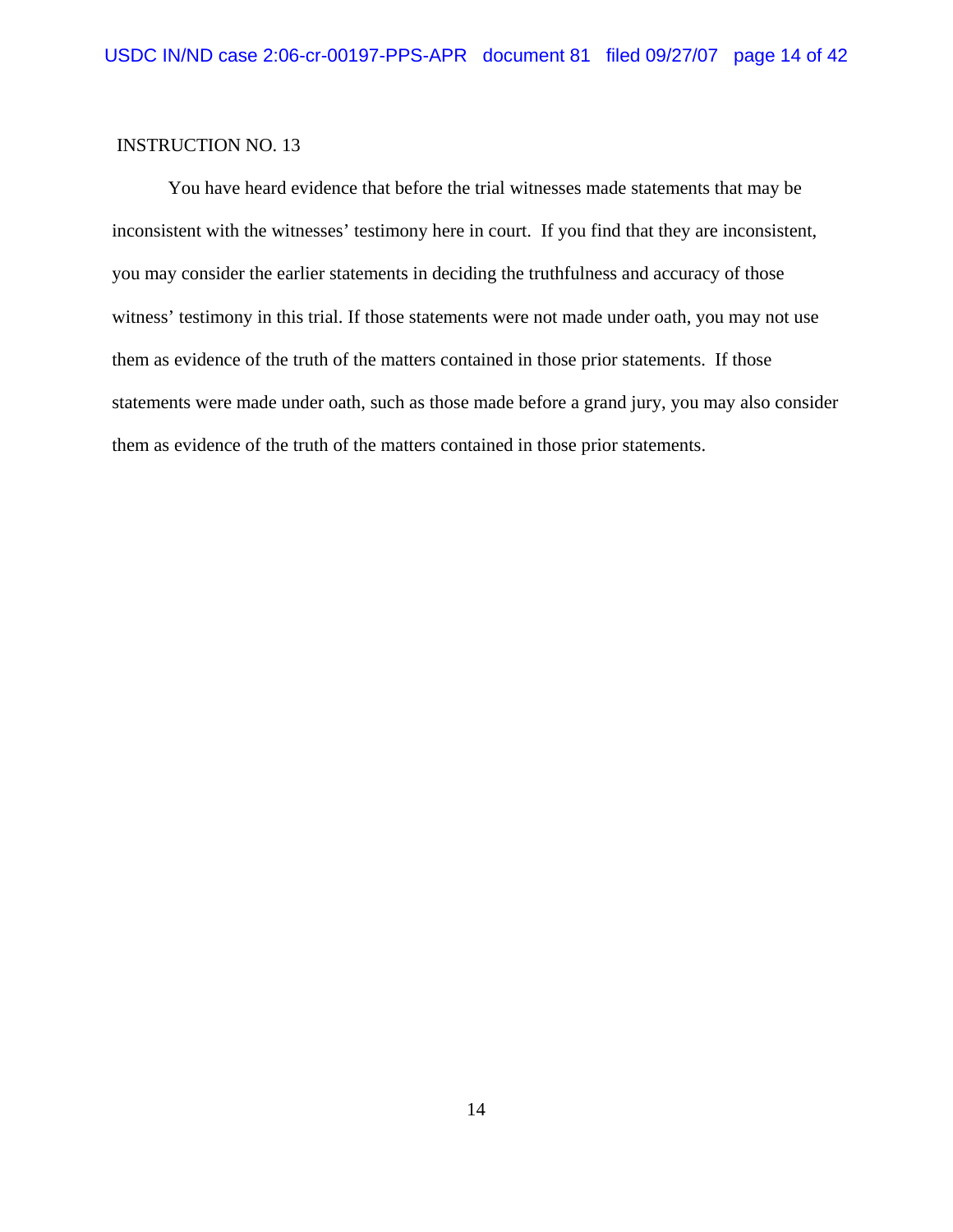INSTRUCTION NO. 13

You have heard evidence that before the trial witnesses made statements that may be inconsistent with the witnesses' testimony here in court. If you find that they are inconsistent, you may consider the earlier statements in deciding the truthfulness and accuracy of those witness' testimony in this trial. If those statements were not made under oath, you may not use them as evidence of the truth of the matters contained in those prior statements. If those statements were made under oath, such as those made before a grand jury, you may also consider them as evidence of the truth of the matters contained in those prior statements.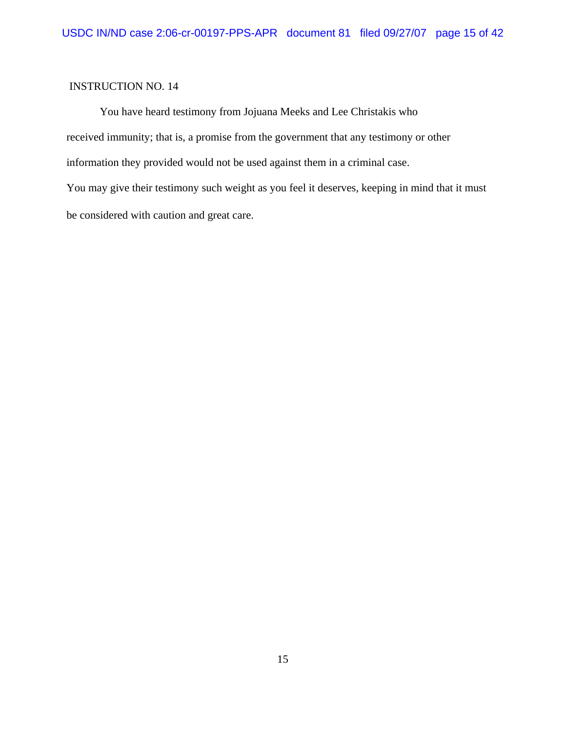INSTRUCTION NO. 14

You have heard testimony from Jojuana Meeks and Lee Christakis who received immunity; that is, a promise from the government that any testimony or other information they provided would not be used against them in a criminal case.

You may give their testimony such weight as you feel it deserves, keeping in mind that it must be considered with caution and great care.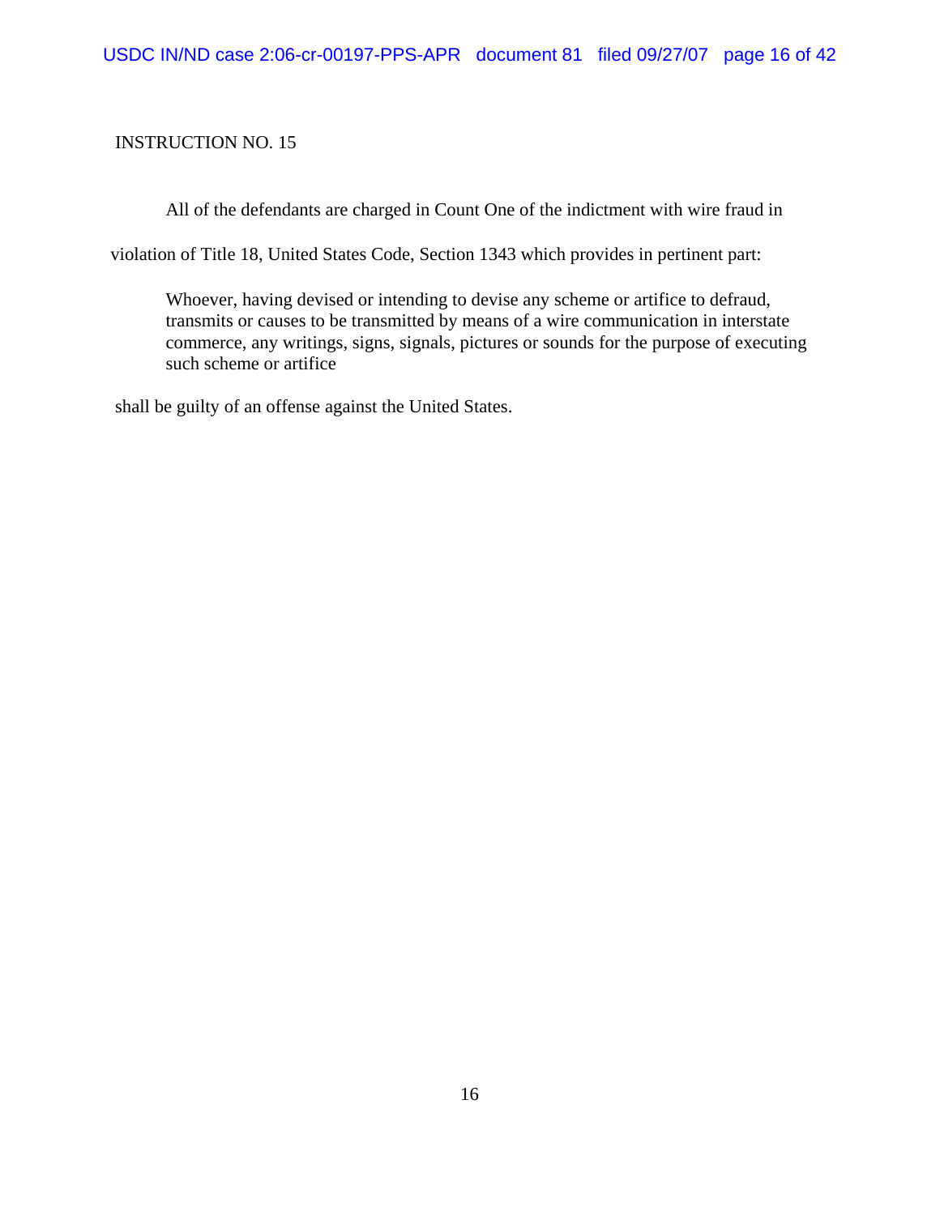INSTRUCTION NO. 15

All of the defendants are charged in Count One of the indictment with wire fraud in violation of Title 18, United States Code, Section 1343 which provides in pertinent part:

> Whoever, having devised or intending to devise any scheme or artifice to defraud, transmits or causes to be transmitted by means of a wire communication in interstate commerce, any writings, signs, signals, pictures or sounds for the purpose of executing such scheme or artifice

shall be guilty of an offense against the United States.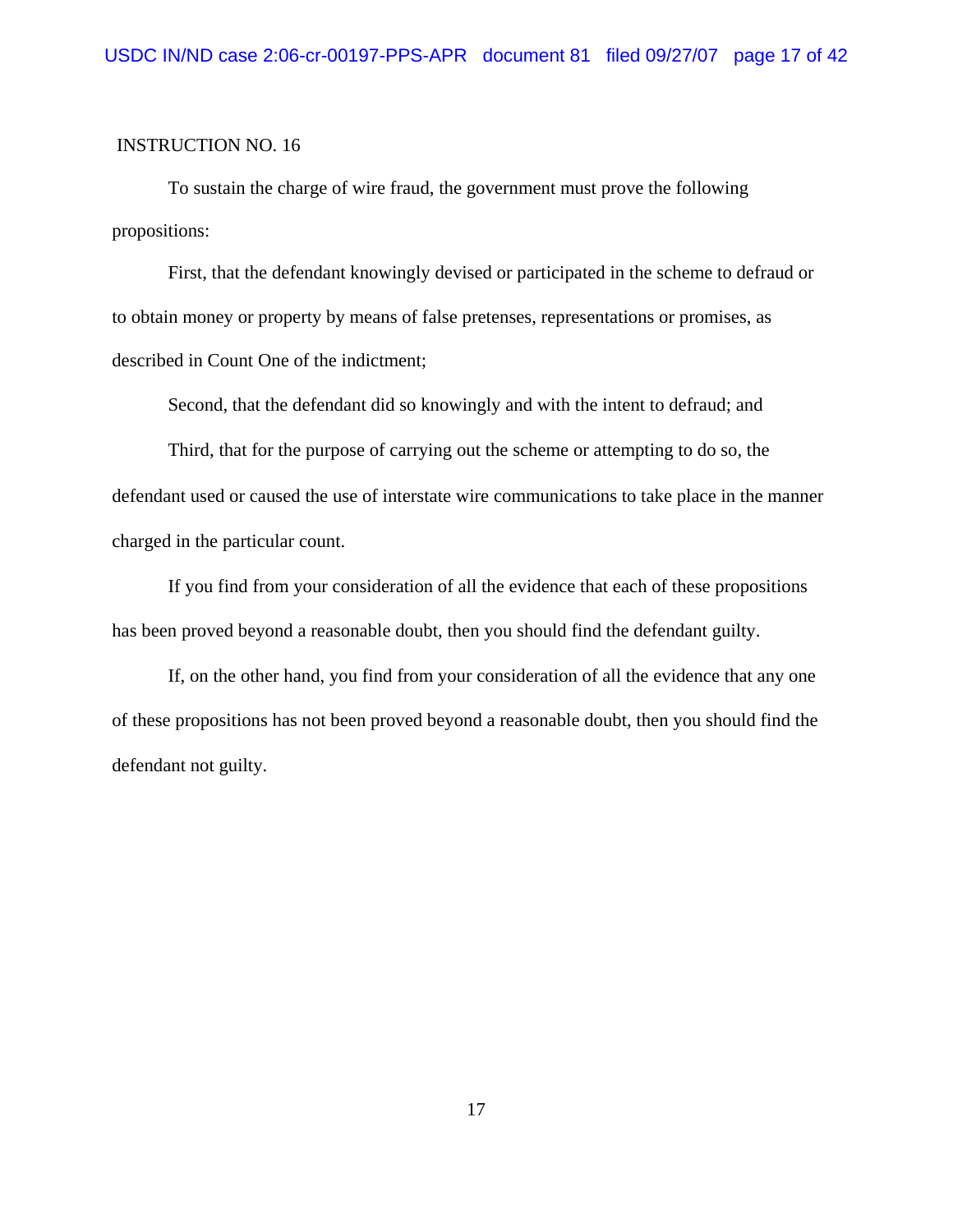INSTRUCTION NO. 16

To sustain the charge of wire fraud, the government must prove the following propositions:

First, that the defendant knowingly devised or participated in the scheme to defraud or to obtain money or property by means of false pretenses, representations or promises, as described in Count One of the indictment;

Second, that the defendant did so knowingly and with the intent to defraud; and

Third, that for the purpose of carrying out the scheme or attempting to do so, the defendant used or caused the use of interstate wire communications to take place in the manner charged in the particular count.

If you find from your consideration of all the evidence that each of these propositions has been proved beyond a reasonable doubt, then you should find the defendant guilty.

If, on the other hand, you find from your consideration of all the evidence that any one of these propositions has not been proved beyond a reasonable doubt, then you should find the defendant not guilty.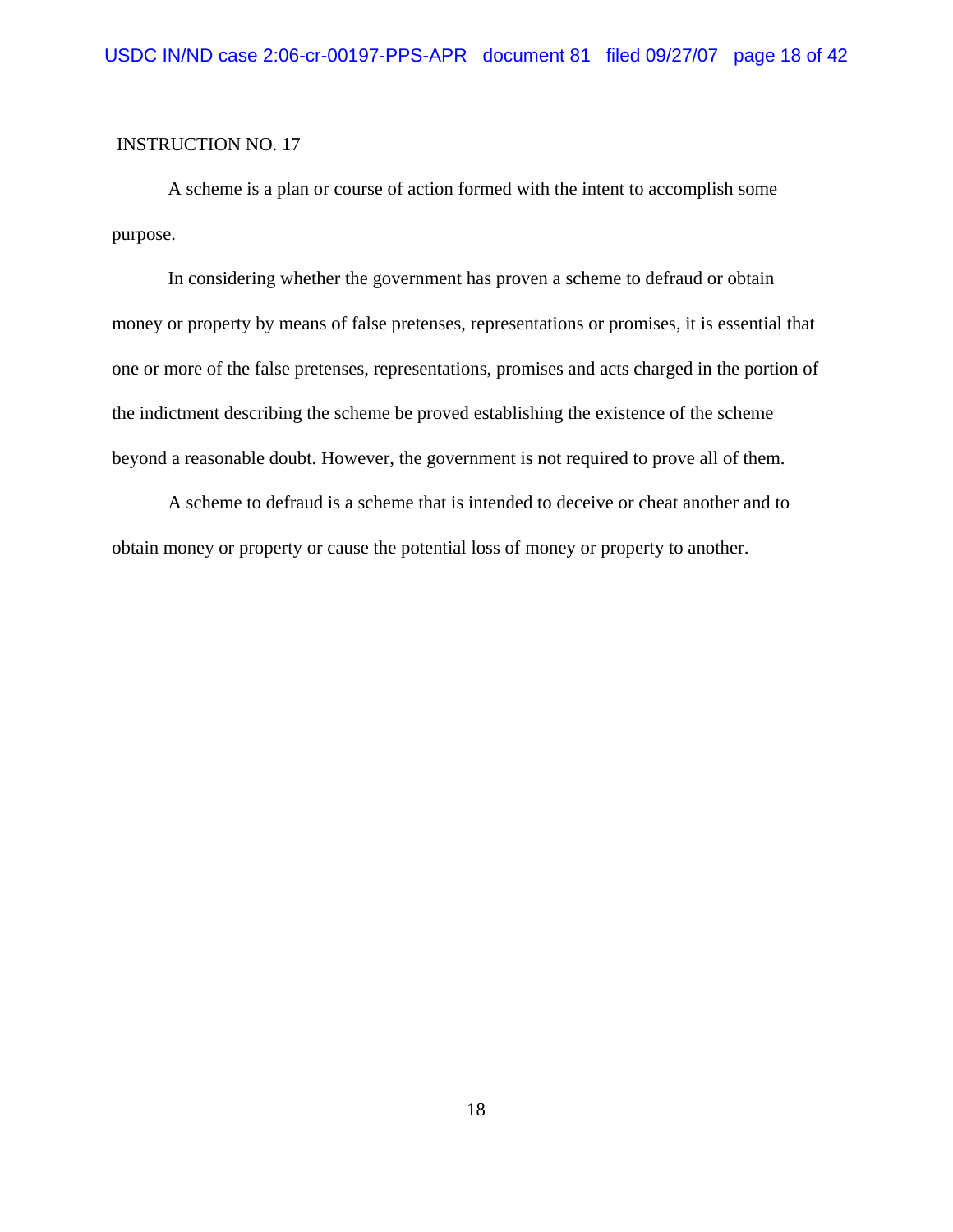INSTRUCTION NO. 17

A scheme is a plan or course of action formed with the intent to accomplish some purpose.

In considering whether the government has proven a scheme to defraud or obtain money or property by means of false pretenses, representations or promises, it is essential that one or more of the false pretenses, representations, promises and acts charged in the portion of the indictment describing the scheme be proved establishing the existence of the scheme beyond a reasonable doubt. However, the government is not required to prove all of them.

A scheme to defraud is a scheme that is intended to deceive or cheat another and to obtain money or property or cause the potential loss of money or property to another.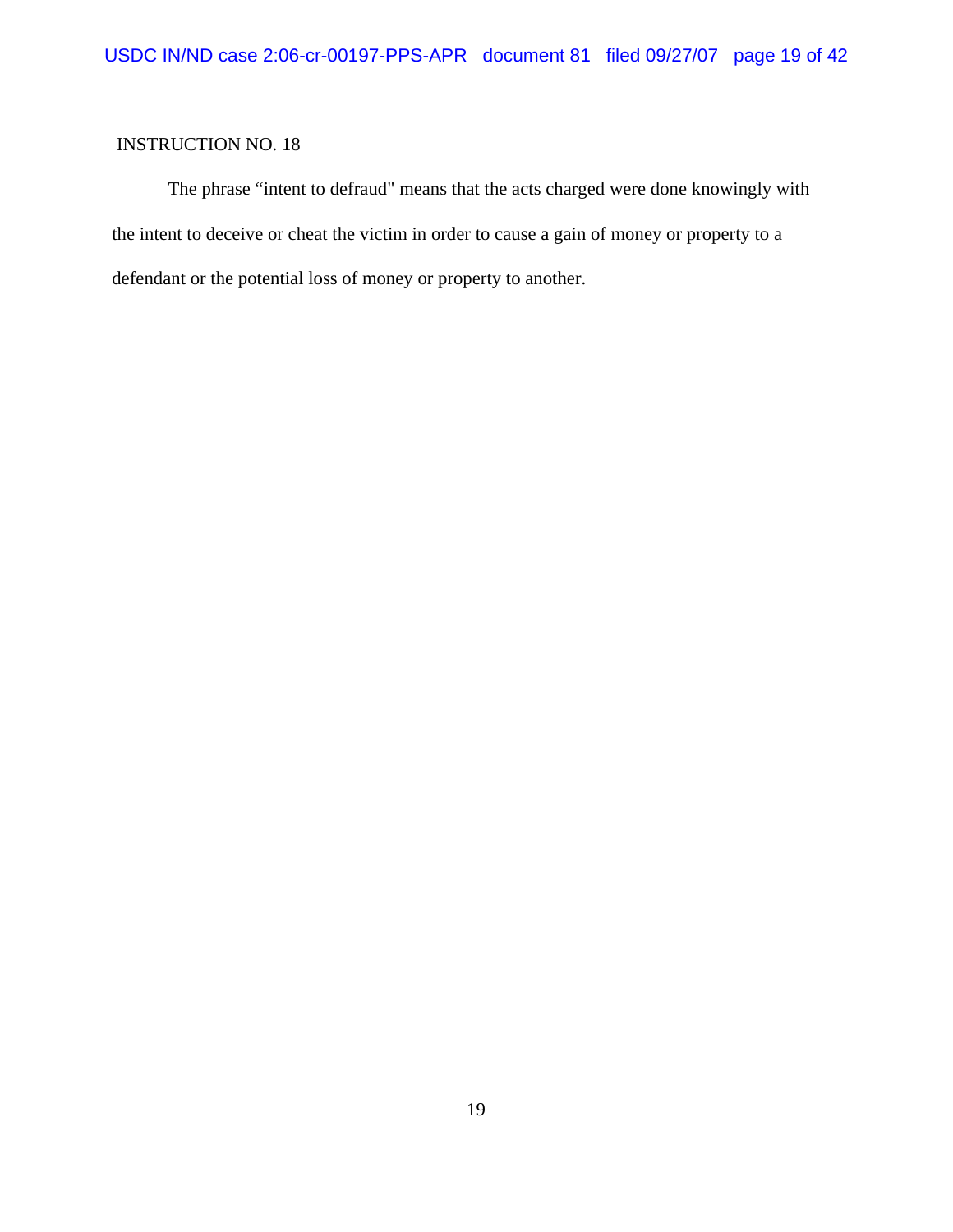INSTRUCTION NO. 18

The phrase “intent to defraud" means that the acts charged were done knowingly with the intent to deceive or cheat the victim in order to cause a gain of money or property to a defendant or the potential loss of money or property to another.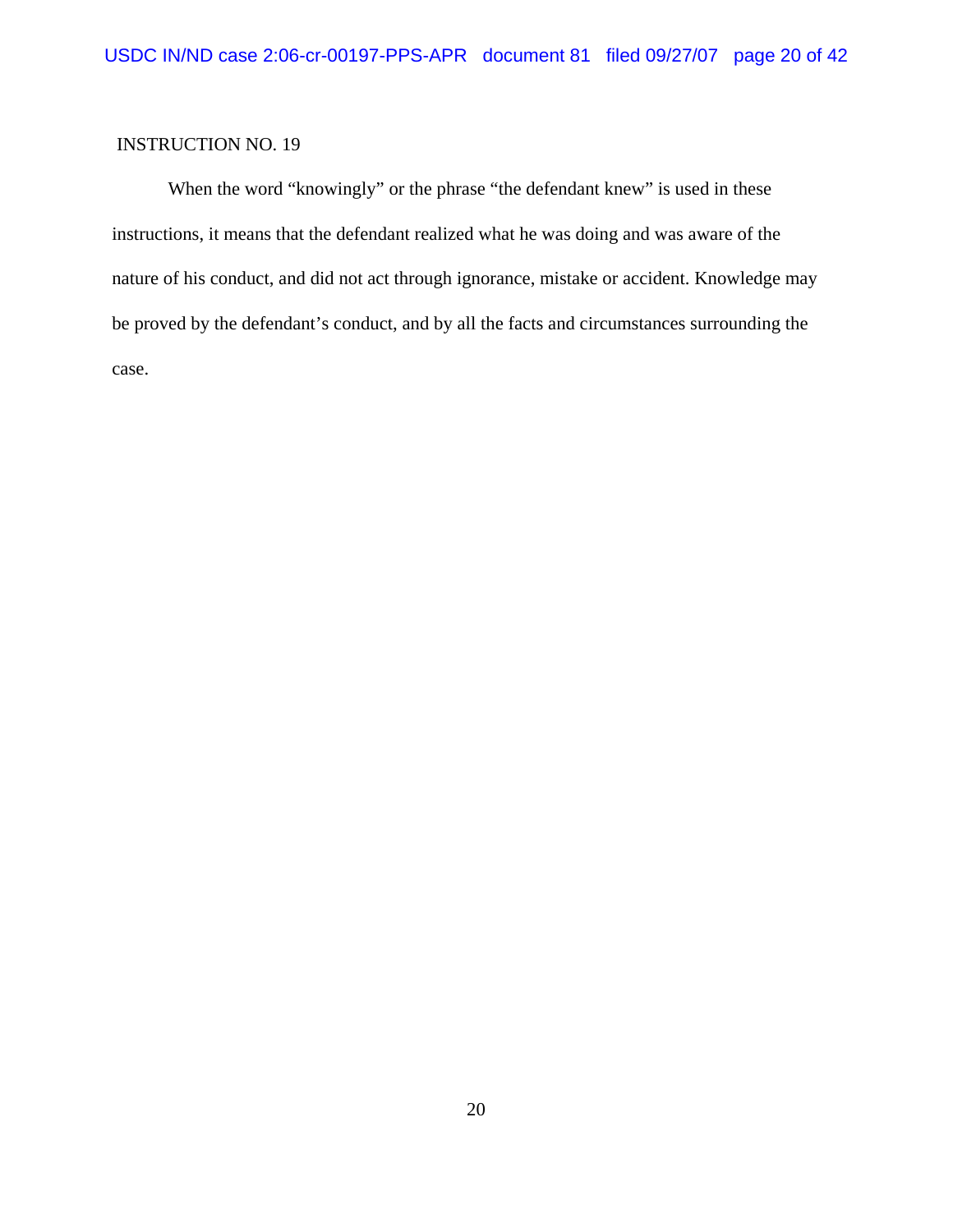INSTRUCTION NO. 19

When the word "knowingly" or the phrase "the defendant knew" is used in these instructions, it means that the defendant realized what he was doing and was aware of the nature of his conduct, and did not act through ignorance, mistake or accident. Knowledge may be proved by the defendant's conduct, and by all the facts and circumstances surrounding the case.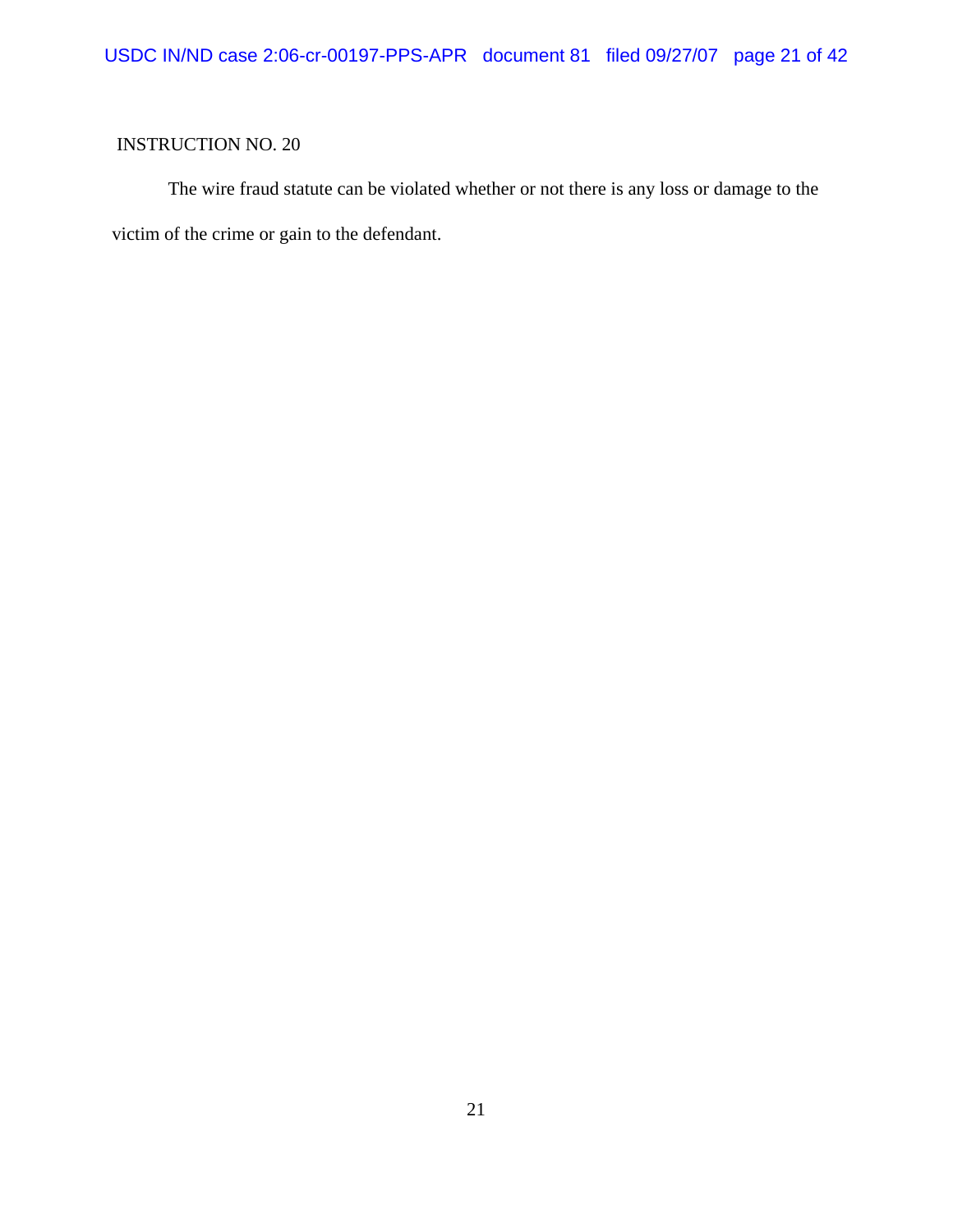INSTRUCTION NO. 20

The wire fraud statute can be violated whether or not there is any loss or damage to the victim of the crime or gain to the defendant.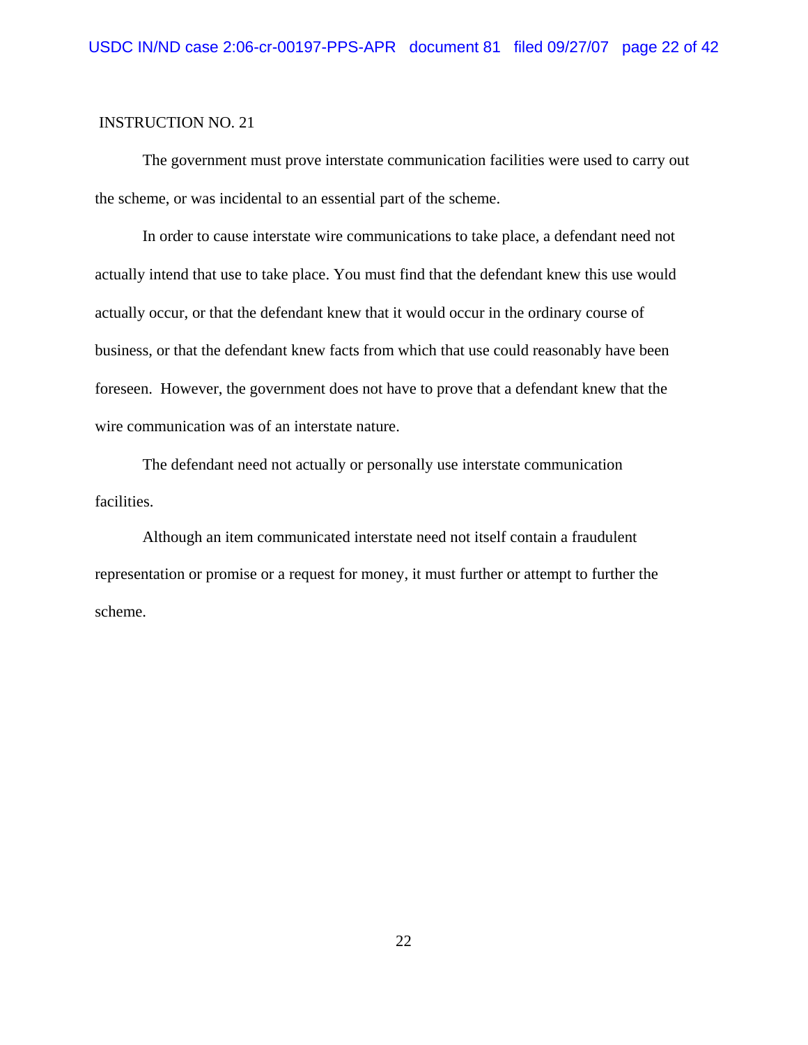INSTRUCTION NO. 21

The government must prove interstate communication facilities were used to carry out the scheme, or was incidental to an essential part of the scheme.

In order to cause interstate wire communications to take place, a defendant need not actually intend that use to take place. You must find that the defendant knew this use would actually occur, or that the defendant knew that it would occur in the ordinary course of business, or that the defendant knew facts from which that use could reasonably have been foreseen. However, the government does not have to prove that a defendant knew that the wire communication was of an interstate nature.

The defendant need not actually or personally use interstate communication facilities.

Although an item communicated interstate need not itself contain a fraudulent representation or promise or a request for money, it must further or attempt to further the scheme.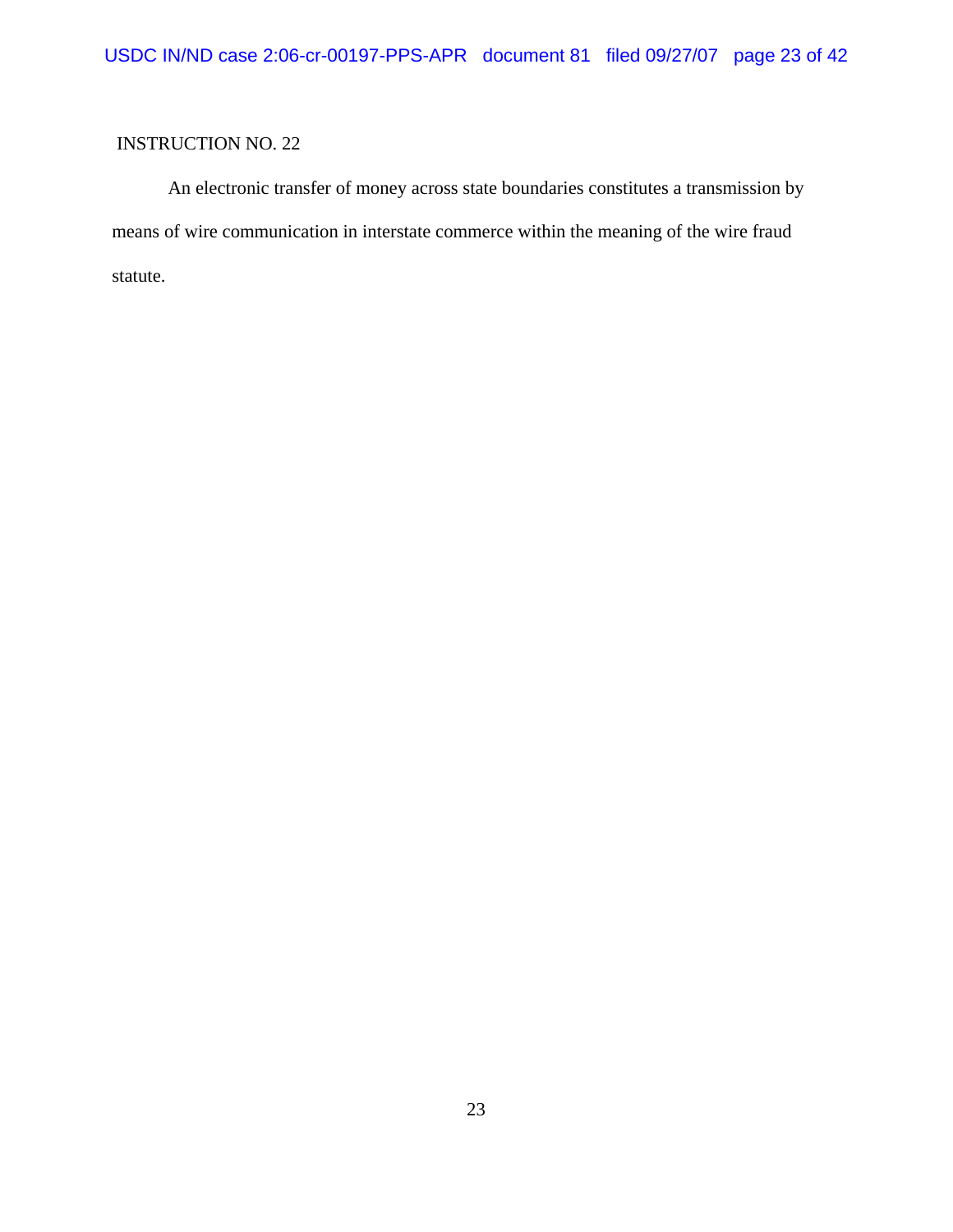INSTRUCTION NO. 22

An electronic transfer of money across state boundaries constitutes a transmission by means of wire communication in interstate commerce within the meaning of the wire fraud statute.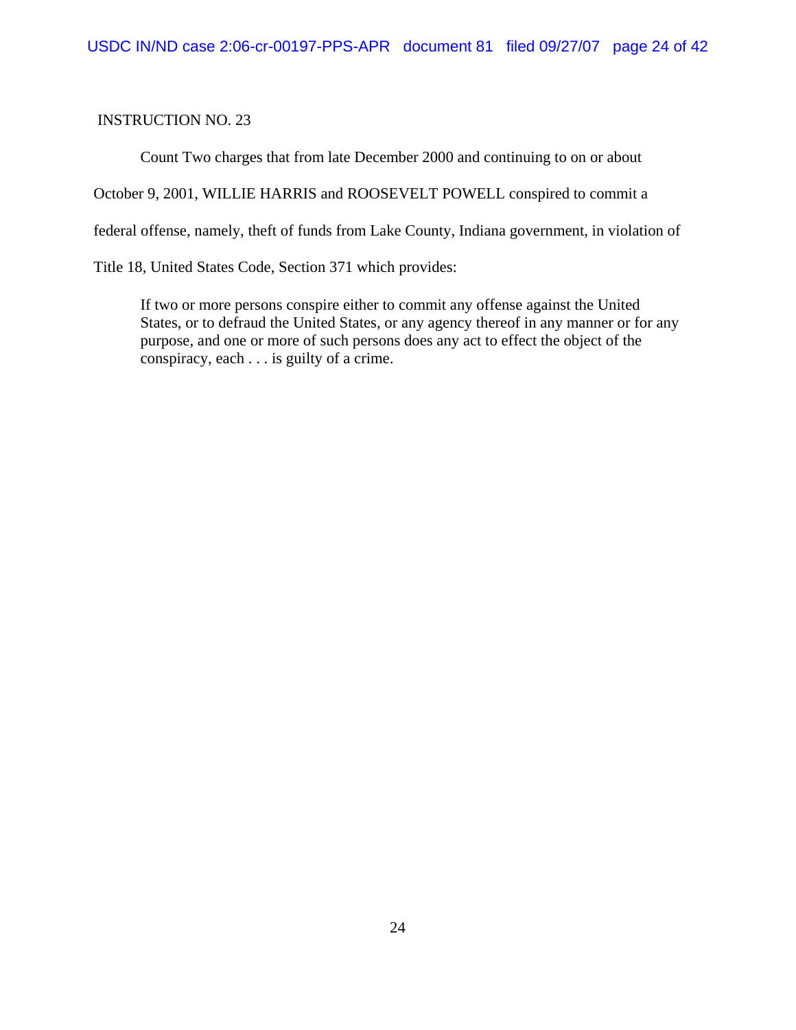INSTRUCTION NO. 23

Count Two charges that from late December 2000 and continuing to on or about October 9, 2001, WILLIE HARRIS and ROOSEVELT POWELL conspired to commit a federal offense, namely, theft of funds from Lake County, Indiana government, in violation of Title 18, United States Code, Section 371 which provides:

> If two or more persons conspire either to commit any offense against the United States, or to defraud the United States, or any agency thereof in any manner or for any purpose, and one or more of such persons does any act to effect the object of the conspiracy, each . . . is guilty of a crime.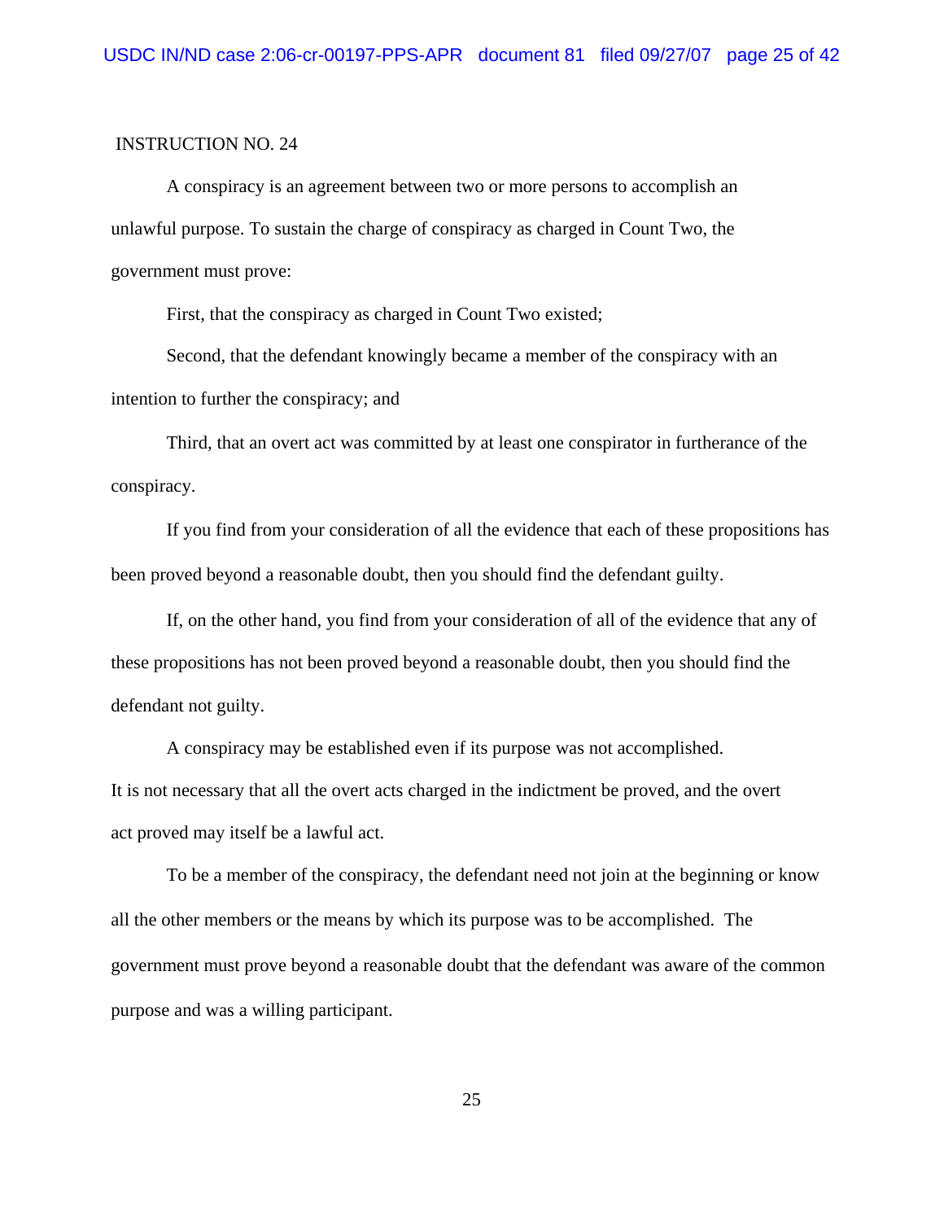INSTRUCTION NO. 24

A conspiracy is an agreement between two or more persons to accomplish an unlawful purpose. To sustain the charge of conspiracy as charged in Count Two, the government must prove:

First, that the conspiracy as charged in Count Two existed;

Second, that the defendant knowingly became a member of the conspiracy with an intention to further the conspiracy; and

Third, that an overt act was committed by at least one conspirator in furtherance of the conspiracy.

If you find from your consideration of all the evidence that each of these propositions has been proved beyond a reasonable doubt, then you should find the defendant guilty.

If, on the other hand, you find from your consideration of all of the evidence that any of these propositions has not been proved beyond a reasonable doubt, then you should find the defendant not guilty.

A conspiracy may be established even if its purpose was not accomplished. It is not necessary that all the overt acts charged in the indictment be proved, and the overt act proved may itself be a lawful act.

To be a member of the conspiracy, the defendant need not join at the beginning or know all the other members or the means by which its purpose was to be accomplished. The government must prove beyond a reasonable doubt that the defendant was aware of the common purpose and was a willing participant.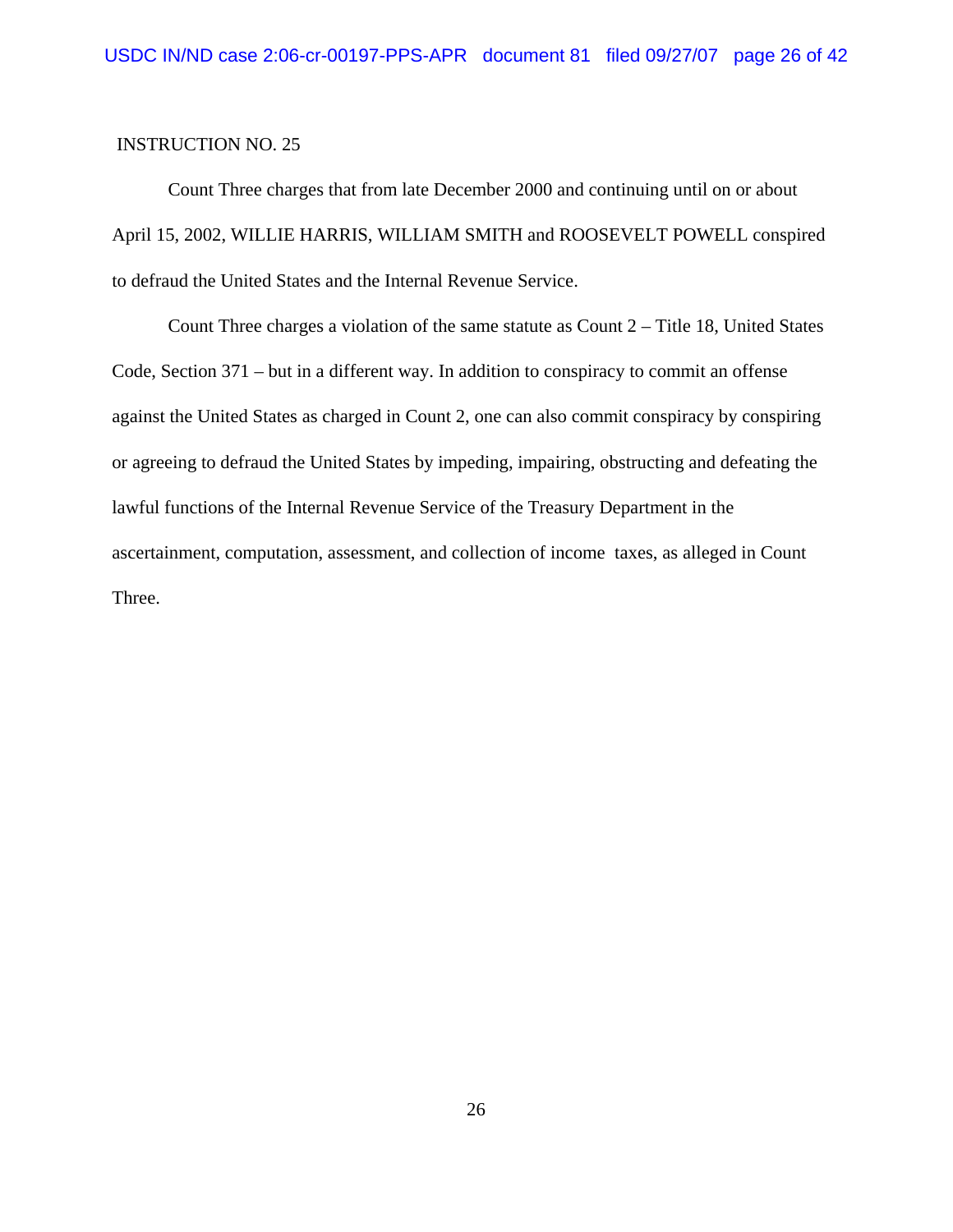INSTRUCTION NO. 25

Count Three charges that from late December 2000 and continuing until on or about April 15, 2002, WILLIE HARRIS, WILLIAM SMITH and ROOSEVELT POWELL conspired to defraud the United States and the Internal Revenue Service.

Count Three charges a violation of the same statute as Count 2 – Title 18, United States Code, Section 371 – but in a different way. In addition to conspiracy to commit an offense against the United States as charged in Count 2, one can also commit conspiracy by conspiring or agreeing to defraud the United States by impeding, impairing, obstructing and defeating the lawful functions of the Internal Revenue Service of the Treasury Department in the ascertainment, computation, assessment, and collection of income taxes, as alleged in Count Three.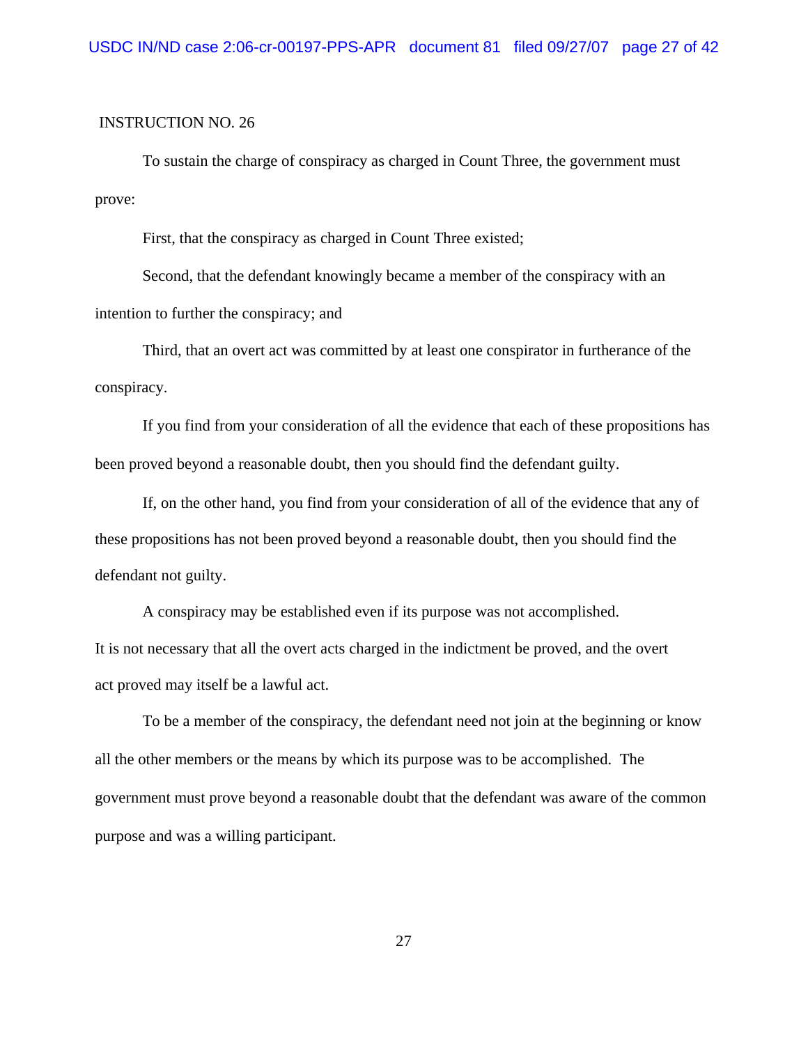INSTRUCTION NO. 26

To sustain the charge of conspiracy as charged in Count Three, the government must prove:

First, that the conspiracy as charged in Count Three existed;

Second, that the defendant knowingly became a member of the conspiracy with an intention to further the conspiracy; and

Third, that an overt act was committed by at least one conspirator in furtherance of the conspiracy.

If you find from your consideration of all the evidence that each of these propositions has been proved beyond a reasonable doubt, then you should find the defendant guilty.

If, on the other hand, you find from your consideration of all of the evidence that any of these propositions has not been proved beyond a reasonable doubt, then you should find the defendant not guilty.

A conspiracy may be established even if its purpose was not accomplished. It is not necessary that all the overt acts charged in the indictment be proved, and the overt act proved may itself be a lawful act.

To be a member of the conspiracy, the defendant need not join at the beginning or know all the other members or the means by which its purpose was to be accomplished. The government must prove beyond a reasonable doubt that the defendant was aware of the common purpose and was a willing participant.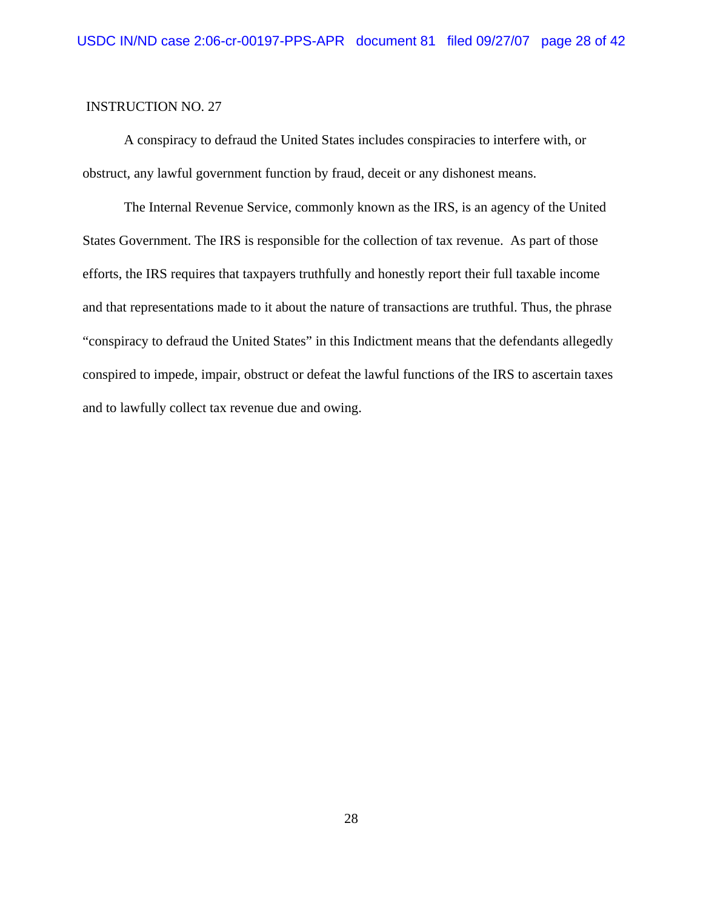INSTRUCTION NO. 27

A conspiracy to defraud the United States includes conspiracies to interfere with, or obstruct, any lawful government function by fraud, deceit or any dishonest means.

The Internal Revenue Service, commonly known as the IRS, is an agency of the United States Government. The IRS is responsible for the collection of tax revenue. As part of those efforts, the IRS requires that taxpayers truthfully and honestly report their full taxable income and that representations made to it about the nature of transactions are truthful. Thus, the phrase "conspiracy to defraud the United States" in this Indictment means that the defendants allegedly conspired to impede, impair, obstruct or defeat the lawful functions of the IRS to ascertain taxes and to lawfully collect tax revenue due and owing.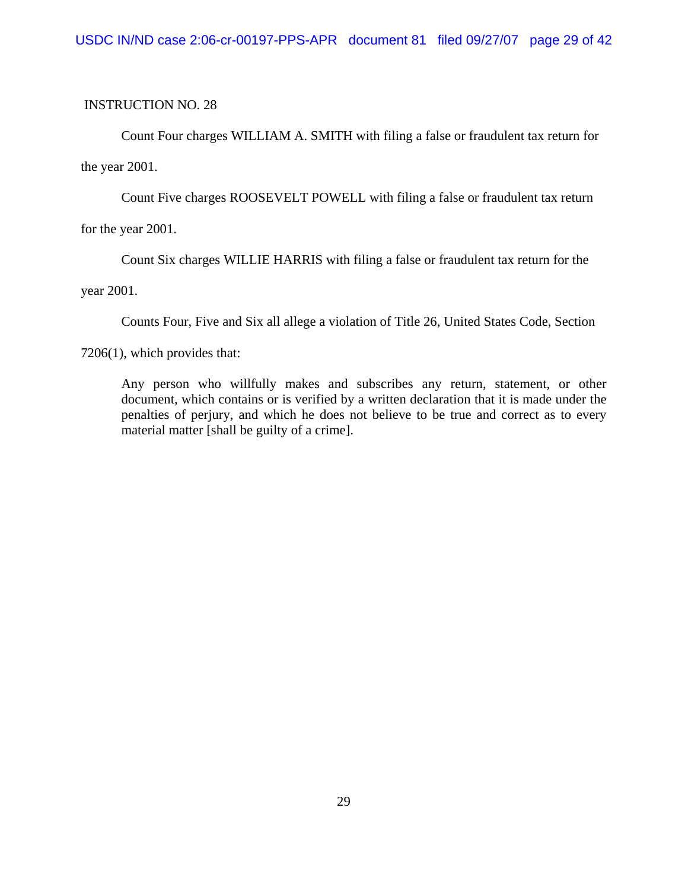INSTRUCTION NO. 28

Count Four charges WILLIAM A. SMITH with filing a false or fraudulent tax return for the year 2001.

Count Five charges ROOSEVELT POWELL with filing a false or fraudulent tax return for the year 2001.

Count Six charges WILLIE HARRIS with filing a false or fraudulent tax return for the year 2001.

Counts Four, Five and Six all allege a violation of Title 26, United States Code, Section 7206(1), which provides that:

> Any person who willfully makes and subscribes any return, statement, or other document, which contains or is verified by a written declaration that it is made under the penalties of perjury, and which he does not believe to be true and correct as to every material matter [shall be guilty of a crime].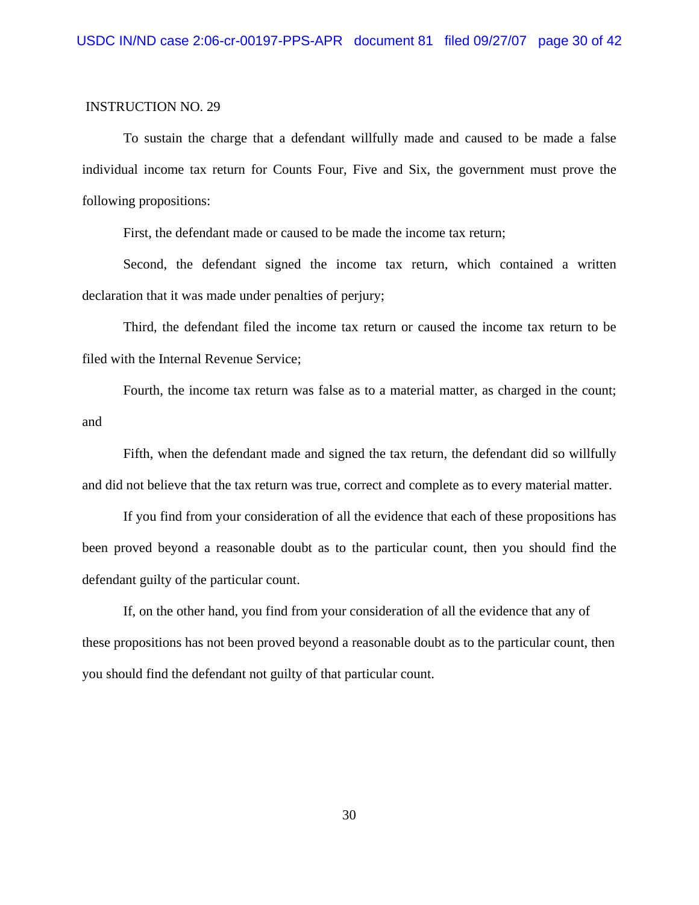INSTRUCTION NO. 29

To sustain the charge that a defendant willfully made and caused to be made a false individual income tax return for Counts Four, Five and Six, the government must prove the following propositions:

First, the defendant made or caused to be made the income tax return;

Second, the defendant signed the income tax return, which contained a written declaration that it was made under penalties of perjury;

Third, the defendant filed the income tax return or caused the income tax return to be filed with the Internal Revenue Service;

Fourth, the income tax return was false as to a material matter, as charged in the count; and

Fifth, when the defendant made and signed the tax return, the defendant did so willfully and did not believe that the tax return was true, correct and complete as to every material matter.

If you find from your consideration of all the evidence that each of these propositions has been proved beyond a reasonable doubt as to the particular count, then you should find the defendant guilty of the particular count.

If, on the other hand, you find from your consideration of all the evidence that any of these propositions has not been proved beyond a reasonable doubt as to the particular count, then you should find the defendant not guilty of that particular count.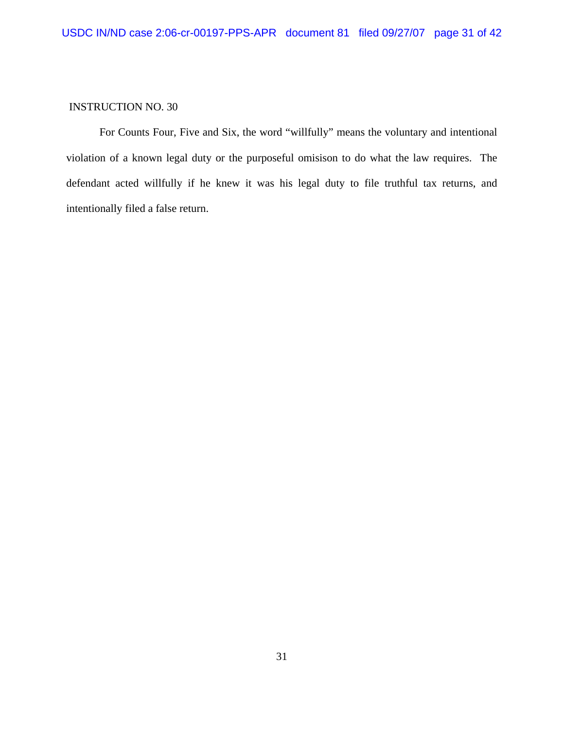INSTRUCTION NO. 30

For Counts Four, Five and Six, the word "willfully" means the voluntary and intentional violation of a known legal duty or the purposeful omisison to do what the law requires. The defendant acted willfully if he knew it was his legal duty to file truthful tax returns, and intentionally filed a false return.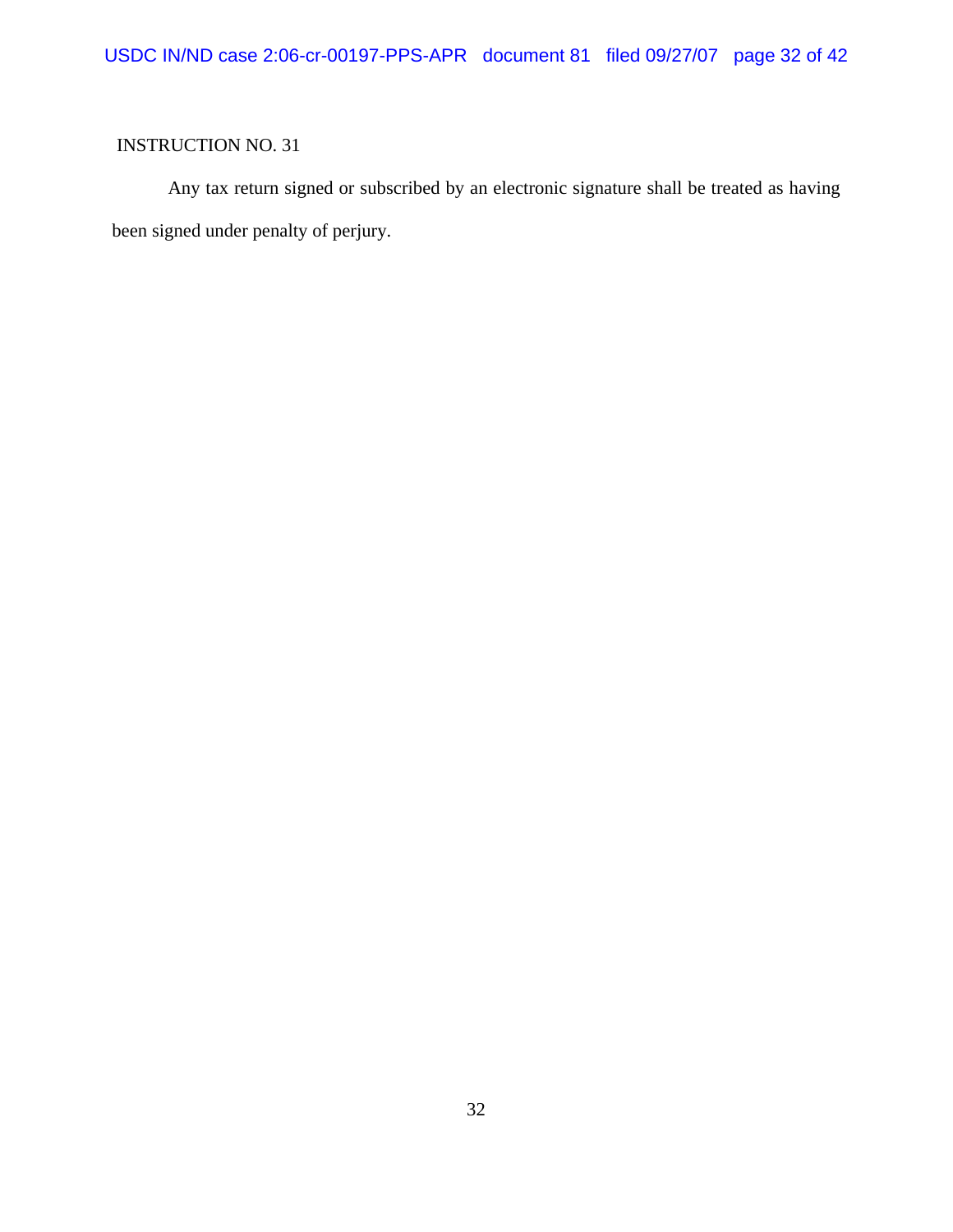INSTRUCTION NO. 31

Any tax return signed or subscribed by an electronic signature shall be treated as having been signed under penalty of perjury.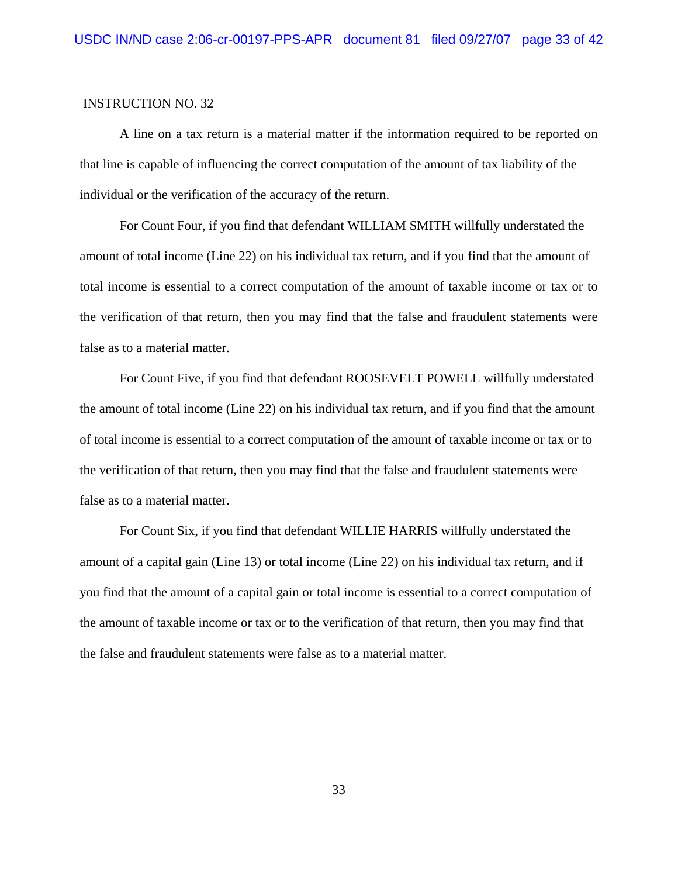INSTRUCTION NO. 32

A line on a tax return is a material matter if the information required to be reported on that line is capable of influencing the correct computation of the amount of tax liability of the individual or the verification of the accuracy of the return.

For Count Four, if you find that defendant WILLIAM SMITH willfully understated the amount of total income (Line 22) on his individual tax return, and if you find that the amount of total income is essential to a correct computation of the amount of taxable income or tax or to the verification of that return, then you may find that the false and fraudulent statements were false as to a material matter.

For Count Five, if you find that defendant ROOSEVELT POWELL willfully understated the amount of total income (Line 22) on his individual tax return, and if you find that the amount of total income is essential to a correct computation of the amount of taxable income or tax or to the verification of that return, then you may find that the false and fraudulent statements were false as to a material matter.

For Count Six, if you find that defendant WILLIE HARRIS willfully understated the amount of a capital gain (Line 13) or total income (Line 22) on his individual tax return, and if you find that the amount of a capital gain or total income is essential to a correct computation of the amount of taxable income or tax or to the verification of that return, then you may find that the false and fraudulent statements were false as to a material matter.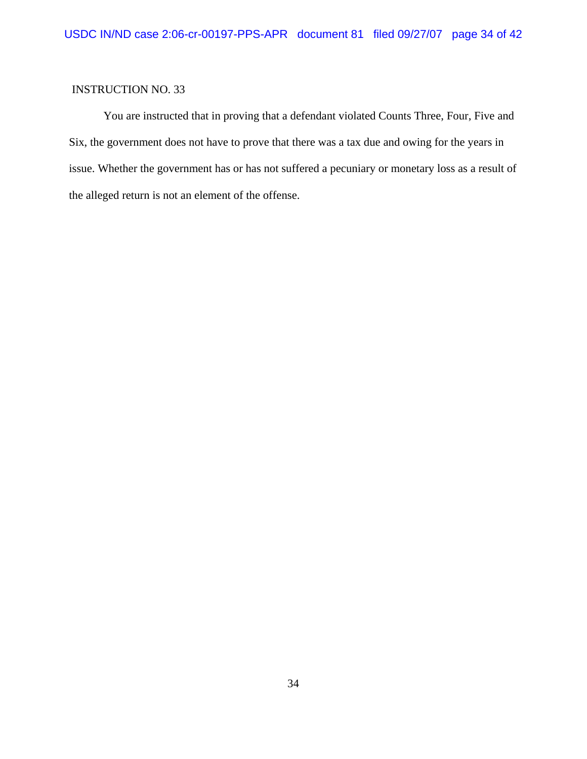INSTRUCTION NO. 33

You are instructed that in proving that a defendant violated Counts Three, Four, Five and Six, the government does not have to prove that there was a tax due and owing for the years in issue. Whether the government has or has not suffered a pecuniary or monetary loss as a result of the alleged return is not an element of the offense.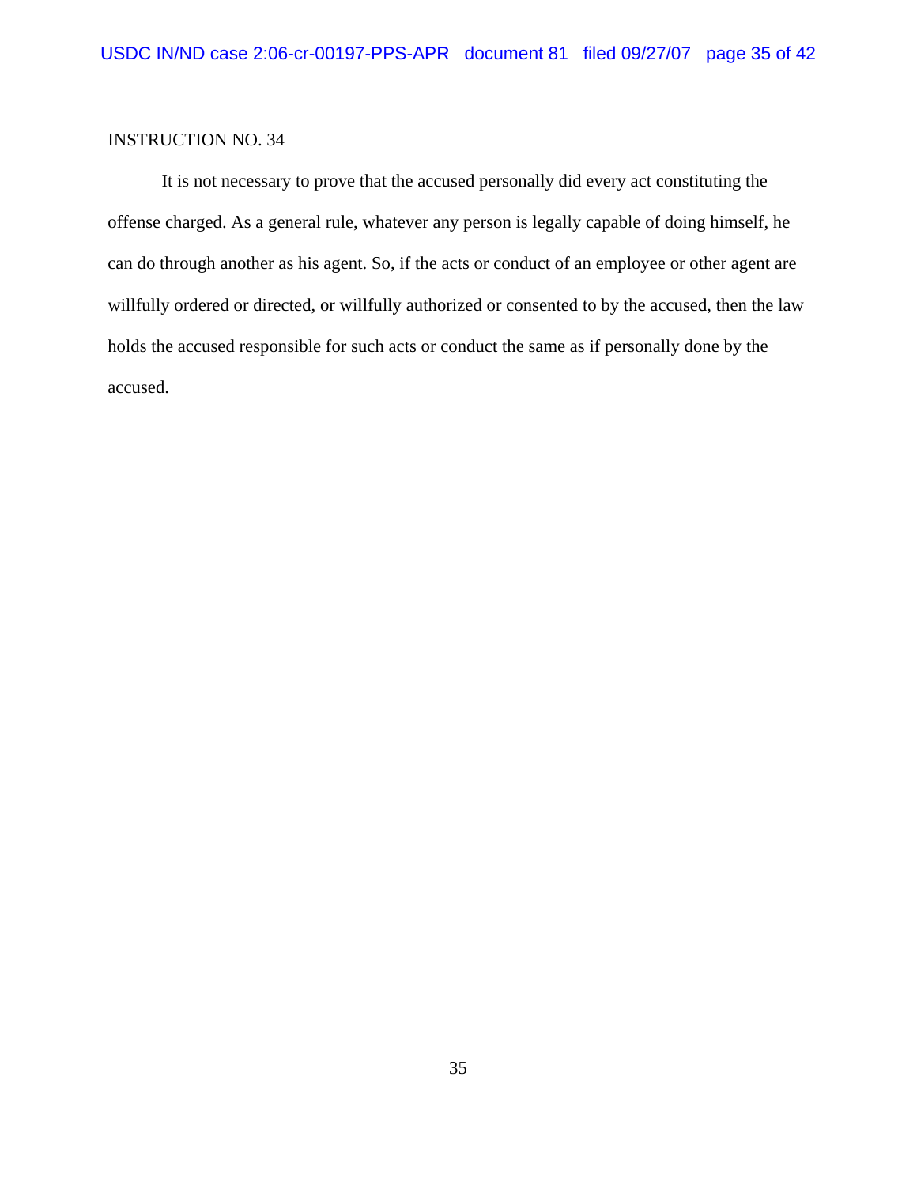INSTRUCTION NO. 34

It is not necessary to prove that the accused personally did every act constituting the offense charged. As a general rule, whatever any person is legally capable of doing himself, he can do through another as his agent. So, if the acts or conduct of an employee or other agent are willfully ordered or directed, or willfully authorized or consented to by the accused, then the law holds the accused responsible for such acts or conduct the same as if personally done by the accused.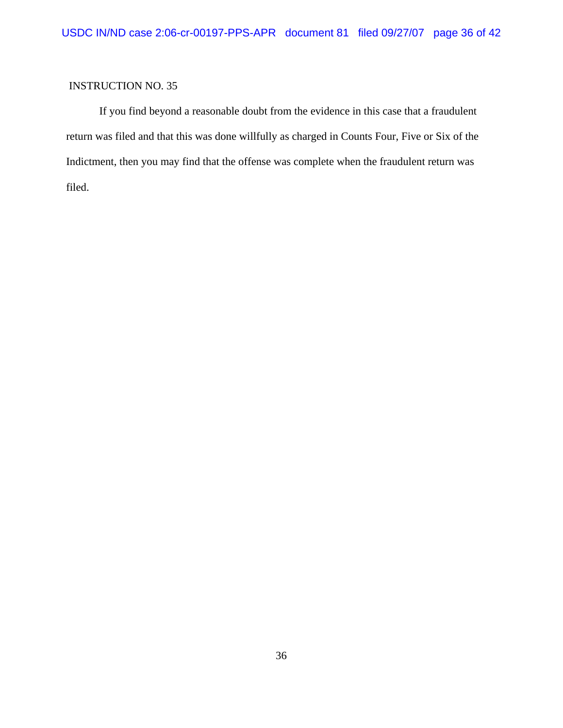INSTRUCTION NO. 35

If you find beyond a reasonable doubt from the evidence in this case that a fraudulent return was filed and that this was done willfully as charged in Counts Four, Five or Six of the Indictment, then you may find that the offense was complete when the fraudulent return was filed.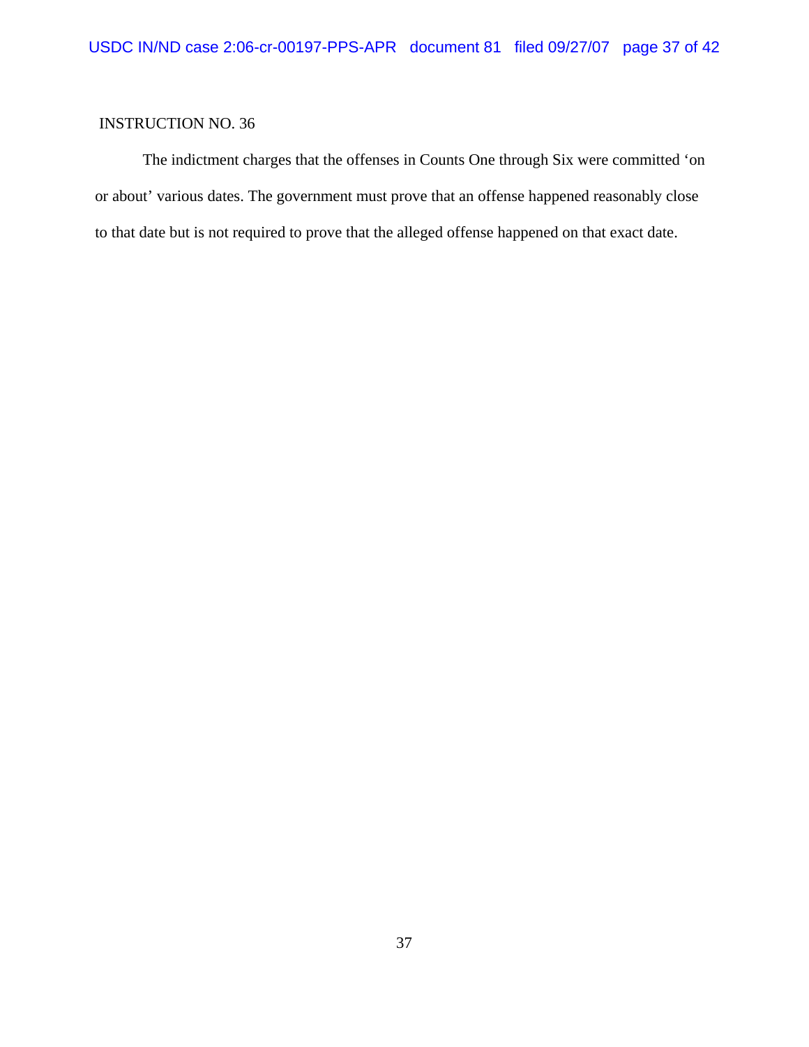INSTRUCTION NO. 36

The indictment charges that the offenses in Counts One through Six were committed ‘on or about’ various dates. The government must prove that an offense happened reasonably close to that date but is not required to prove that the alleged offense happened on that exact date.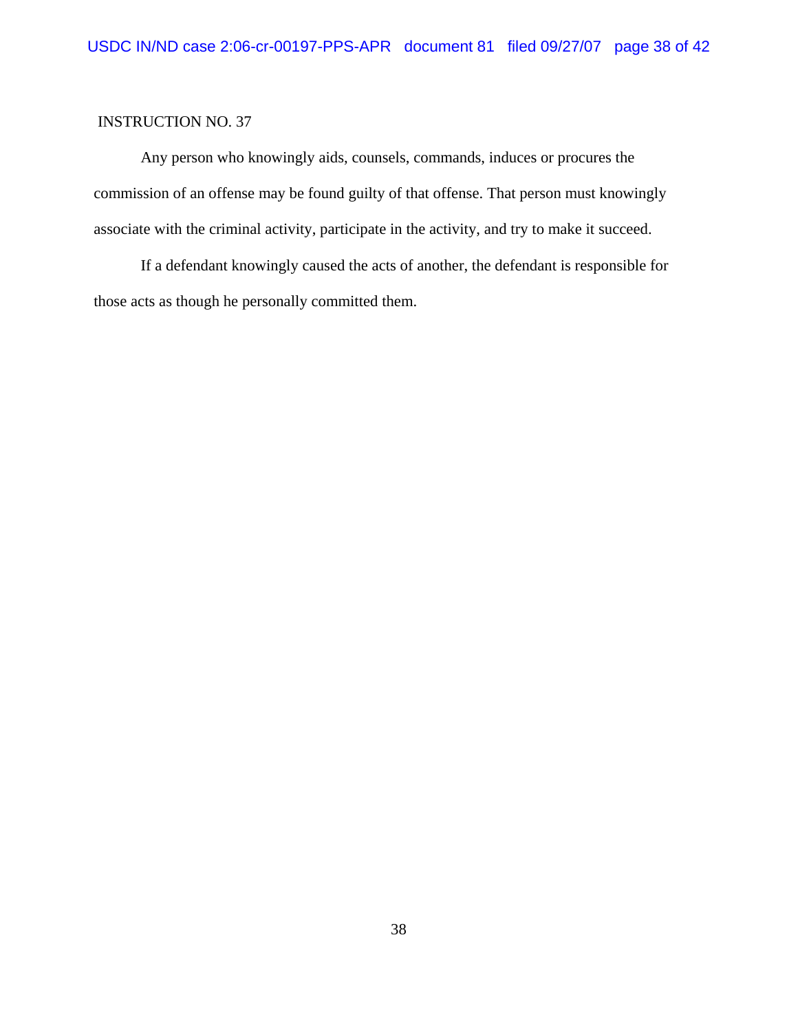INSTRUCTION NO. 37

Any person who knowingly aids, counsels, commands, induces or procures the commission of an offense may be found guilty of that offense. That person must knowingly associate with the criminal activity, participate in the activity, and try to make it succeed.

If a defendant knowingly caused the acts of another, the defendant is responsible for those acts as though he personally committed them.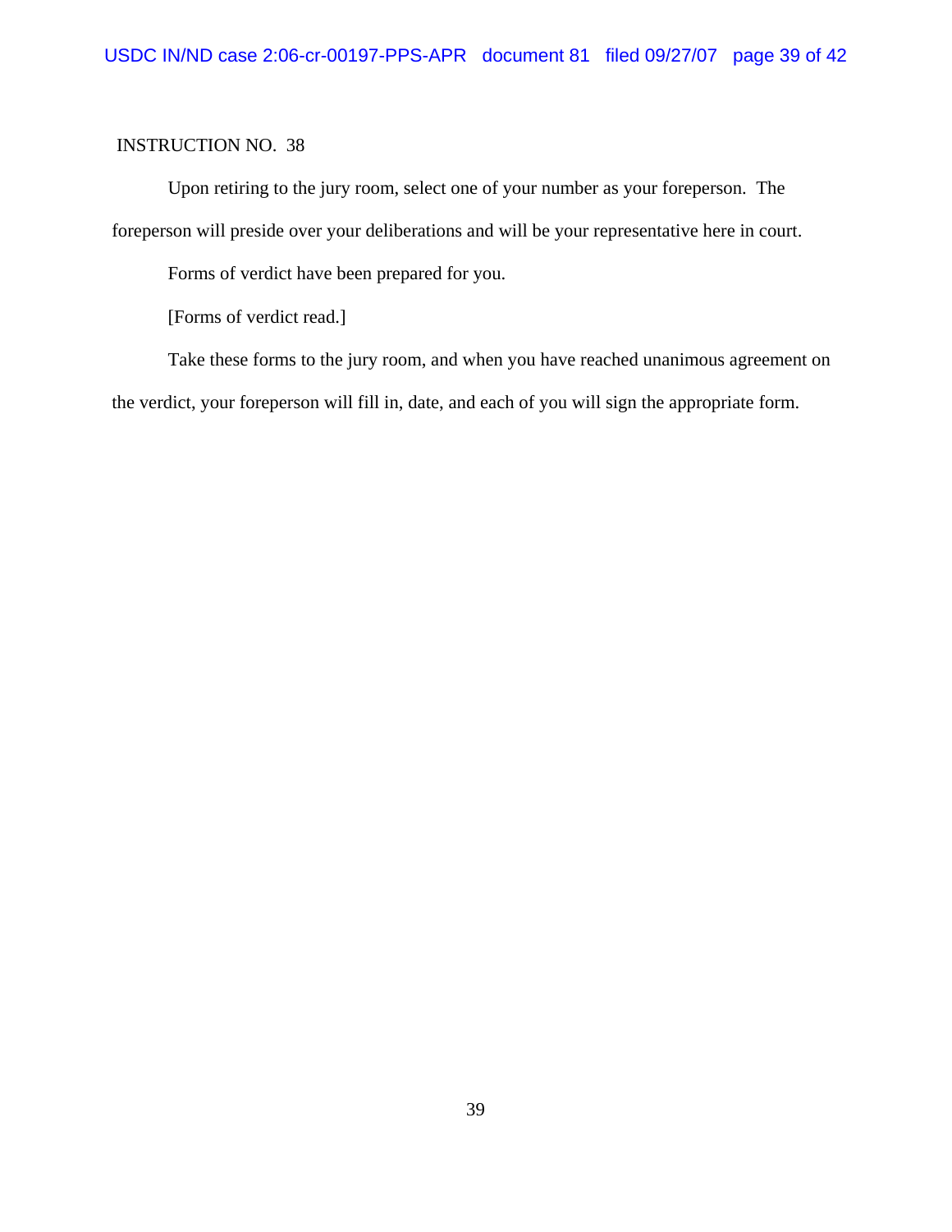INSTRUCTION NO. 38

Upon retiring to the jury room, select one of your number as your foreperson. The foreperson will preside over your deliberations and will be your representative here in court.

Forms of verdict have been prepared for you.

[Forms of verdict read.]

Take these forms to the jury room, and when you have reached unanimous agreement on the verdict, your foreperson will fill in, date, and each of you will sign the appropriate form.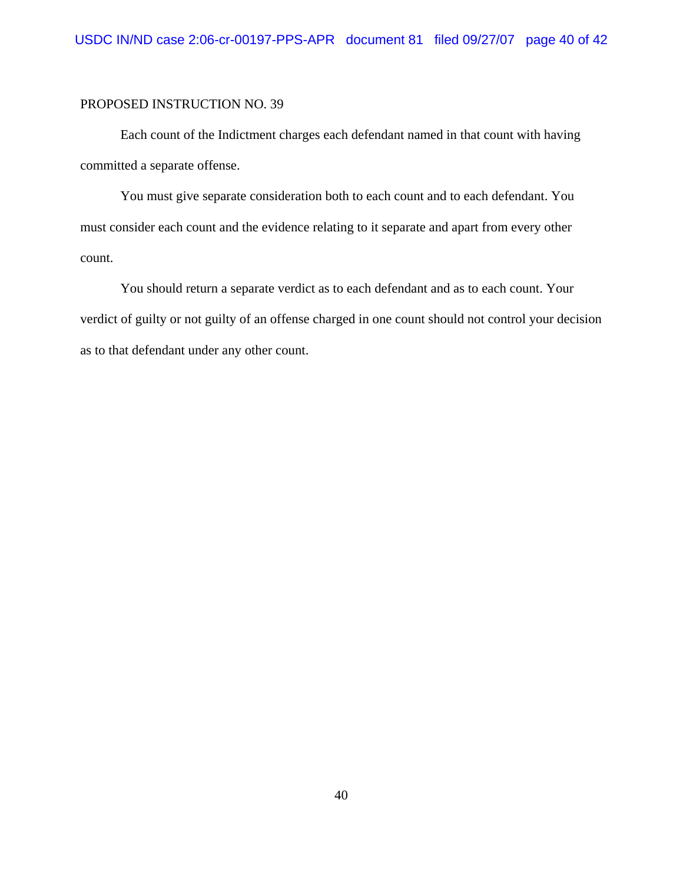PROPOSED INSTRUCTION NO. 39

Each count of the Indictment charges each defendant named in that count with having committed a separate offense.

You must give separate consideration both to each count and to each defendant. You must consider each count and the evidence relating to it separate and apart from every other count.

You should return a separate verdict as to each defendant and as to each count. Your verdict of guilty or not guilty of an offense charged in one count should not control your decision as to that defendant under any other count.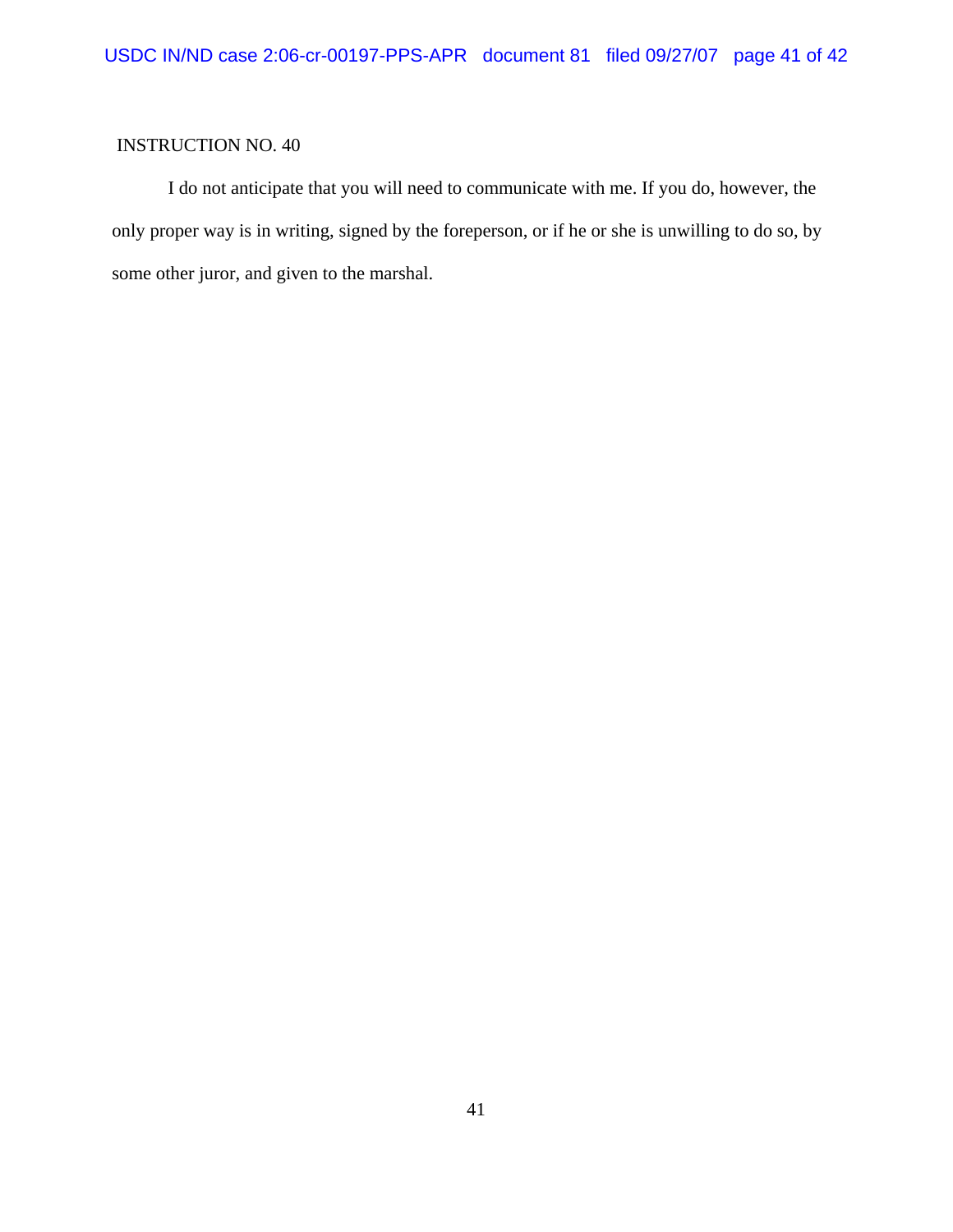INSTRUCTION NO. 40

I do not anticipate that you will need to communicate with me. If you do, however, the only proper way is in writing, signed by the foreperson, or if he or she is unwilling to do so, by some other juror, and given to the marshal.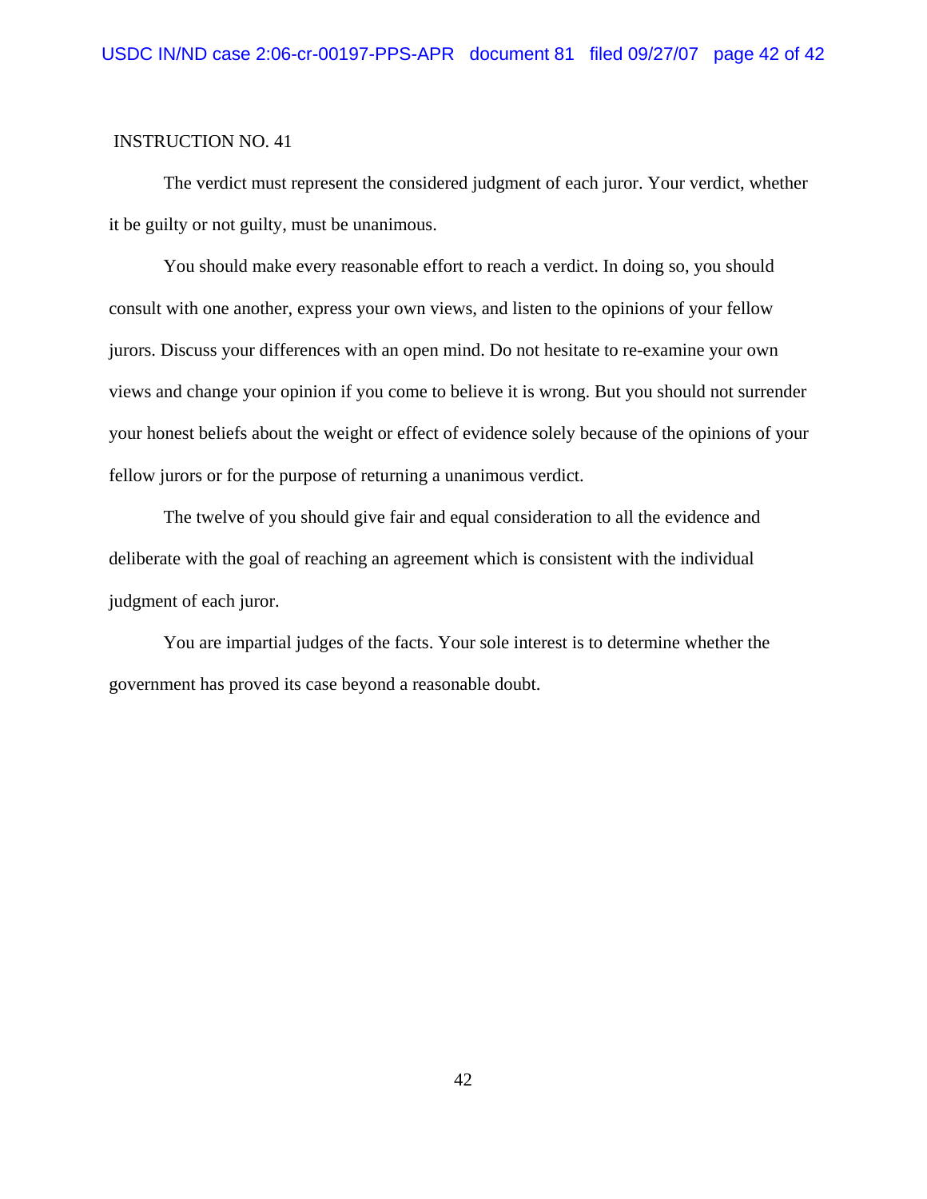INSTRUCTION NO. 41

The verdict must represent the considered judgment of each juror. Your verdict, whether it be guilty or not guilty, must be unanimous.

You should make every reasonable effort to reach a verdict. In doing so, you should consult with one another, express your own views, and listen to the opinions of your fellow jurors. Discuss your differences with an open mind. Do not hesitate to re-examine your own views and change your opinion if you come to believe it is wrong. But you should not surrender your honest beliefs about the weight or effect of evidence solely because of the opinions of your fellow jurors or for the purpose of returning a unanimous verdict.

The twelve of you should give fair and equal consideration to all the evidence and deliberate with the goal of reaching an agreement which is consistent with the individual judgment of each juror.

You are impartial judges of the facts. Your sole interest is to determine whether the government has proved its case beyond a reasonable doubt.